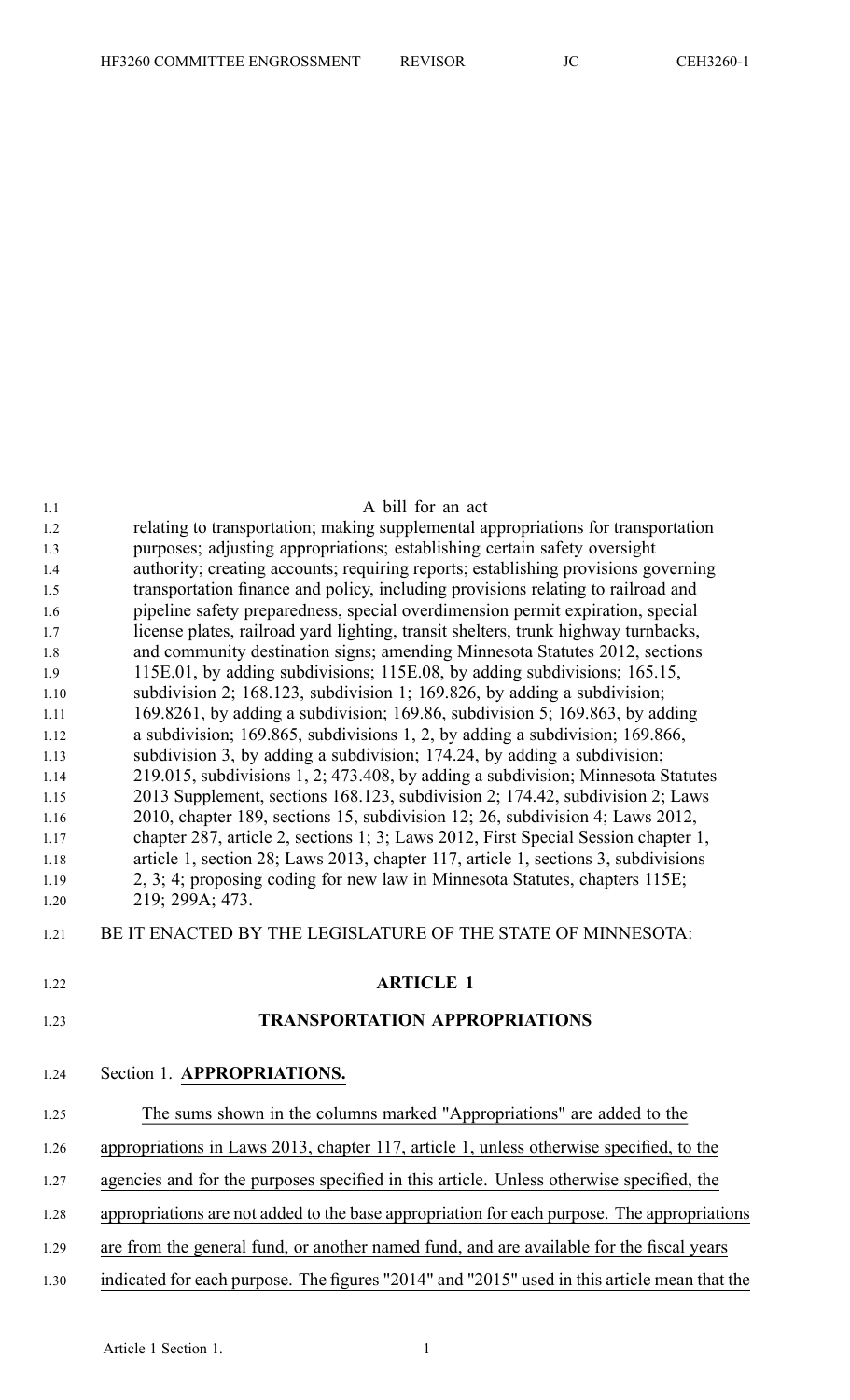A bill for an act

relating to transportation; making supplemental appropriations for transportation purposes; adjusting appropriations; establishing certain safety oversight authority; creating accounts; requiring reports; establishing provisions governing transportation finance and policy, including provisions relating to railroad and pipeline safety preparedness, special overdimension permit expiration, special license plates, railroad yard lighting, transit shelters, trunk highway turnbacks, and community destination signs; amending Minnesota Statutes 2012, sections 115E.01, by adding subdivisions; 115E.08, by adding subdivisions; 165.15, subdivision 2; 168.123, subdivision 1; 169.826, by adding a subdivision; 169.8261, by adding a subdivision; 169.86, subdivision 5; 169.863, by adding a subdivision; 169.865, subdivisions 1, 2, by adding a subdivision; 169.866, subdivision 3, by adding a subdivision; 174.24, by adding a subdivision; 219.015, subdivisions 1, 2; 473.408, by adding a subdivision; Minnesota Statutes 2013 Supplement, sections 168.123, subdivision 2; 174.42, subdivision 2; Laws 2010, chapter 189, sections 15, subdivision 12; 26, subdivision 4; Laws 2012, chapter 287, article 2, sections 1; 3; Laws 2012, First Special Session chapter 1, article 1, section 28; Laws 2013, chapter 117, article 1, sections 3, subdivisions 2, 3; 4; proposing coding for new law in Minnesota Statutes, chapters 115E; 219; 299A; 473.

BE IT ENACTED BY THE LEGISLATURE OF THE STATE OF MINNESOTA:

## ARTICLE 1

## TRANSPORTATION APPROPRIATIONS

Section 1. **APPROPRIATIONS.**

The sums shown in the columns marked "Appropriations" are added to the appropriations in Laws 2013, chapter 117, article 1, unless otherwise specified, to the agencies and for the purposes specified in this article. Unless otherwise specified, the appropriations are not added to the base appropriation for each purpose. The appropriations are from the general fund, or another named fund, and are available for the fiscal years indicated for each purpose. The figures "2014" and "2015" used in this article mean that the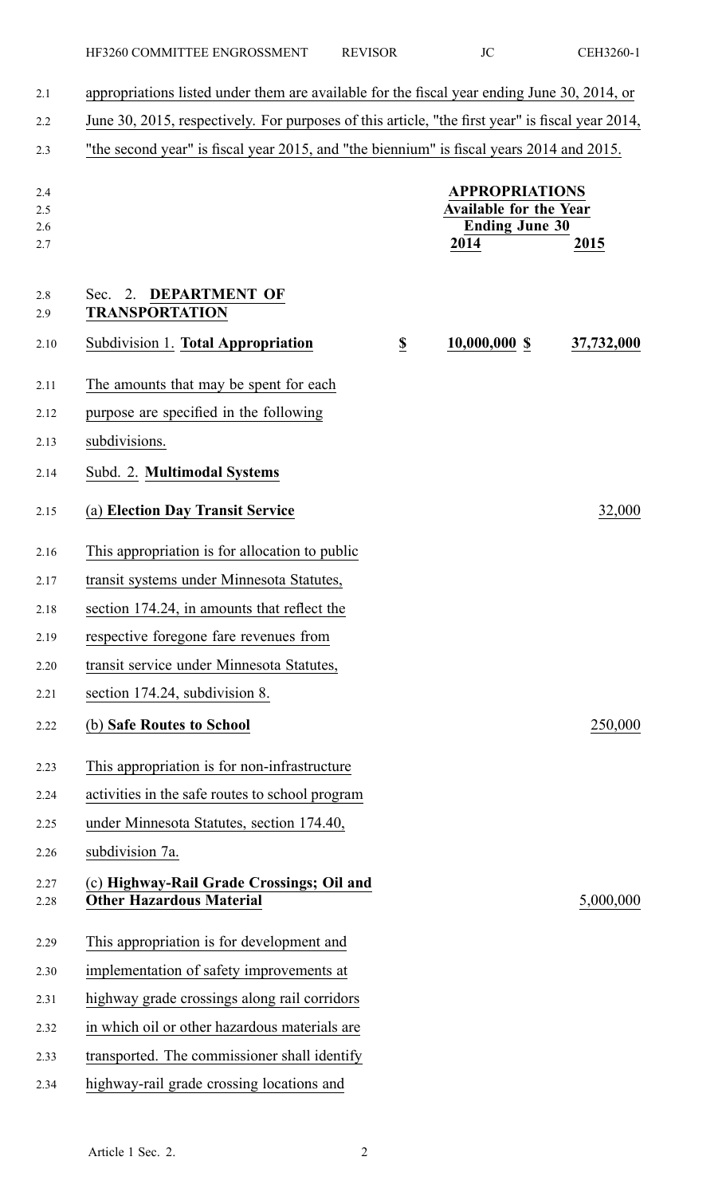appropriations listed under them are available for the fiscal year ending June 30, 2014, or June 30, 2015, respectively. For purposes of this article, "the first year" is fiscal year 2014, "the second year" is fiscal year 2015, and "the biennium" is fiscal years 2014 and 2015.

| | | APPROPRIATIONS Available for the Year Ending June 30 | |
|---|---|---|---|
| | | **2014** | **2015** |

## Sec. 2. DEPARTMENT OF TRANSPORTATION

| | | | |
|---|---|---|---|
| Subdivision 1. **Total Appropriation** | $ | 10,000,000 $ | 37,732,000 |

The amounts that may be spent for each purpose are specified in the following subdivisions.

Subd. 2. **Multimodal Systems**

| | |
|---|---|
| (a) **Election Day Transit Service** | 32,000 |

This appropriation is for allocation to public transit systems under Minnesota Statutes, section 174.24, in amounts that reflect the respective foregone fare revenues from transit service under Minnesota Statutes, section 174.24, subdivision 8.

| | |
|---|---|
| (b) **Safe Routes to School** | 250,000 |

This appropriation is for non-infrastructure activities in the safe routes to school program under Minnesota Statutes, section 174.40, subdivision 7a.

| | |
|---|---|
| (c) **Highway-Rail Grade Crossings; Oil and Other Hazardous Material** | 5,000,000 |

This appropriation is for development and implementation of safety improvements at highway grade crossings along rail corridors in which oil or other hazardous materials are transported. The commissioner shall identify highway-rail grade crossing locations and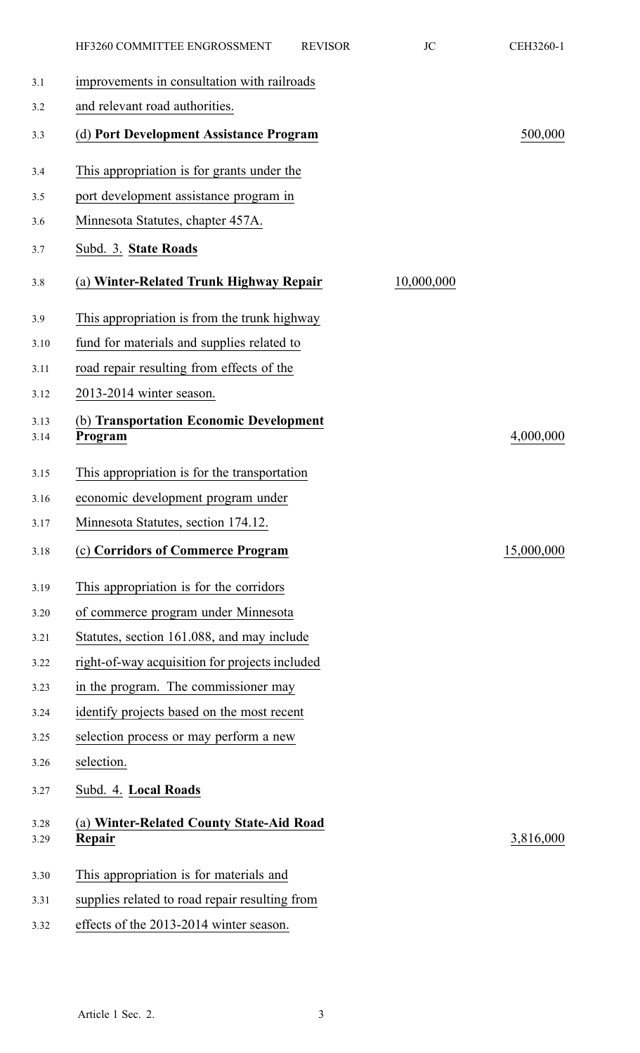improvements in consultation with railroads and relevant road authorities.

| | | |
|---|---|---|
| (d) **Port Development Assistance Program** | | 500,000 |

This appropriation is for grants under the port development assistance program in Minnesota Statutes, chapter 457A.

Subd. 3. **State Roads**

| | | |
|---|---|---|
| (a) **Winter-Related Trunk Highway Repair** | 10,000,000 | |

This appropriation is from the trunk highway fund for materials and supplies related to road repair resulting from effects of the 2013-2014 winter season.

| | | |
|---|---|---|
| (b) **Transportation Economic Development Program** | | 4,000,000 |

This appropriation is for the transportation economic development program under Minnesota Statutes, section 174.12.

| | | |
|---|---|---|
| (c) **Corridors of Commerce Program** | | 15,000,000 |

This appropriation is for the corridors of commerce program under Minnesota Statutes, section 161.088, and may include right-of-way acquisition for projects included in the program. The commissioner may identify projects based on the most recent selection process or may perform a new selection.

Subd. 4. **Local Roads**

| | | |
|---|---|---|
| (a) **Winter-Related County State-Aid Road Repair** | | 3,816,000 |

This appropriation is for materials and supplies related to road repair resulting from effects of the 2013-2014 winter season.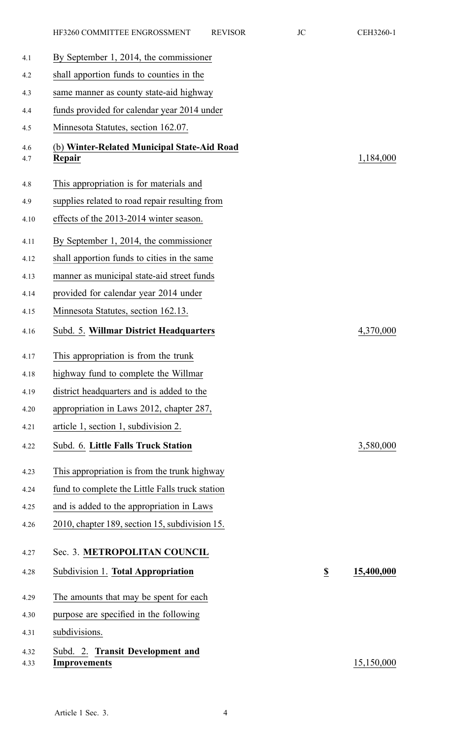By September 1, 2014, the commissioner shall apportion funds to counties in the same manner as county state-aid highway funds provided for calendar year 2014 under Minnesota Statutes, section 162.07.

(b) **Winter-Related Municipal State-Aid Road Repair** 1,184,000

This appropriation is for materials and supplies related to road repair resulting from effects of the 2013-2014 winter season.

By September 1, 2014, the commissioner shall apportion funds to cities in the same manner as municipal state-aid street funds provided for calendar year 2014 under Minnesota Statutes, section 162.13.

Subd. 5. **Willmar District Headquarters** 4,370,000

This appropriation is from the trunk highway fund to complete the Willmar district headquarters and is added to the appropriation in Laws 2012, chapter 287, article 1, section 1, subdivision 2.

Subd. 6. **Little Falls Truck Station** 3,580,000

This appropriation is from the trunk highway fund to complete the Little Falls truck station and is added to the appropriation in Laws 2010, chapter 189, section 15, subdivision 15.

Sec. 3. **METROPOLITAN COUNCIL**

Subdivision 1. **Total Appropriation** **$ 15,400,000**

The amounts that may be spent for each purpose are specified in the following subdivisions.

Subd. 2. **Transit Development and Improvements** 15,150,000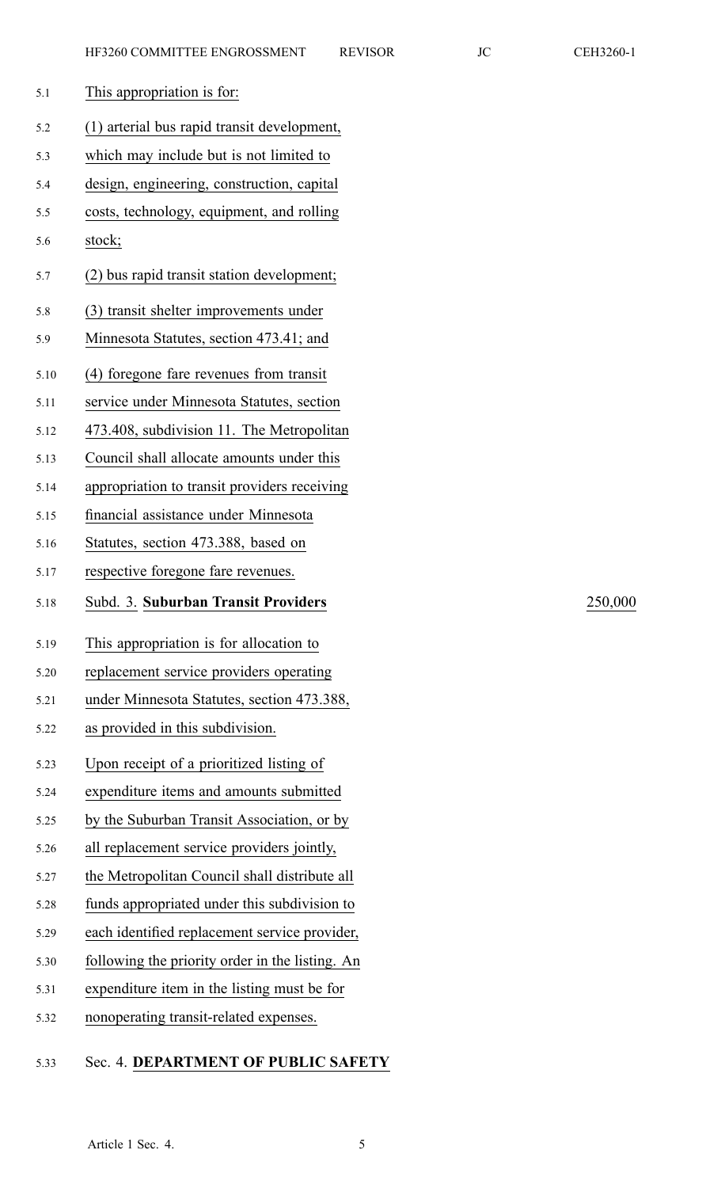This appropriation is for:

(1) arterial bus rapid transit development, which may include but is not limited to design, engineering, construction, capital costs, technology, equipment, and rolling stock;

(2) bus rapid transit station development;

(3) transit shelter improvements under Minnesota Statutes, section 473.41; and

(4) foregone fare revenues from transit service under Minnesota Statutes, section 473.408, subdivision 11. The Metropolitan Council shall allocate amounts under this appropriation to transit providers receiving financial assistance under Minnesota Statutes, section 473.388, based on respective foregone fare revenues.

Subd. 3. **Suburban Transit Providers** 250,000

This appropriation is for allocation to replacement service providers operating under Minnesota Statutes, section 473.388, as provided in this subdivision.

Upon receipt of a prioritized listing of expenditure items and amounts submitted by the Suburban Transit Association, or by all replacement service providers jointly, the Metropolitan Council shall distribute all funds appropriated under this subdivision to each identified replacement service provider, following the priority order in the listing. An expenditure item in the listing must be for nonoperating transit-related expenses.

Sec. 4. **DEPARTMENT OF PUBLIC SAFETY**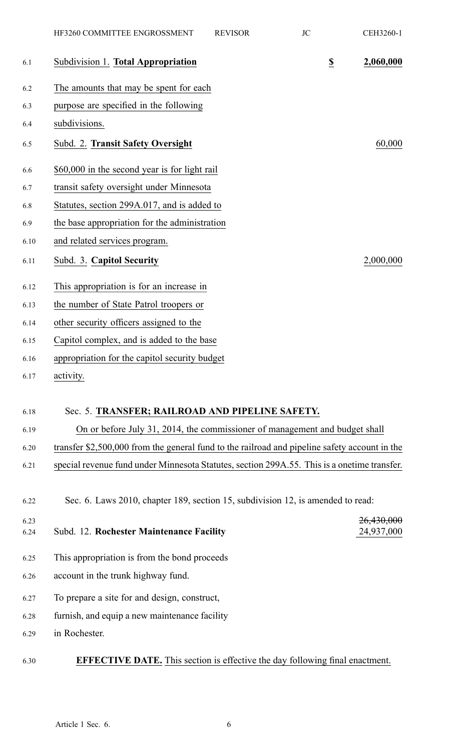| Subdivision 1. **Total Appropriation** | **$** | **2,060,000** |
|---|---|---|

The amounts that may be spent for each purpose are specified in the following subdivisions.

| Subd. 2. **Transit Safety Oversight** | 60,000 |
|---|---|

$60,000 in the second year is for light rail transit safety oversight under Minnesota Statutes, section 299A.017, and is added to the base appropriation for the administration and related services program.

| Subd. 3. **Capitol Security** | 2,000,000 |
|---|---|

This appropriation is for an increase in the number of State Patrol troopers or other security officers assigned to the Capitol complex, and is added to the base appropriation for the capitol security budget activity.

Sec. 5. **TRANSFER; RAILROAD AND PIPELINE SAFETY.**

On or before July 31, 2014, the commissioner of management and budget shall transfer $2,500,000 from the general fund to the railroad and pipeline safety account in the special revenue fund under Minnesota Statutes, section 299A.55. This is a onetime transfer.

Sec. 6. Laws 2010, chapter 189, section 15, subdivision 12, is amended to read:

| Subd. 12. **Rochester Maintenance Facility** | ~~26,430,000~~ 24,937,000 |
|---|---|

This appropriation is from the bond proceeds account in the trunk highway fund.

To prepare a site for and design, construct, furnish, and equip a new maintenance facility in Rochester.

**EFFECTIVE DATE.** This section is effective the day following final enactment.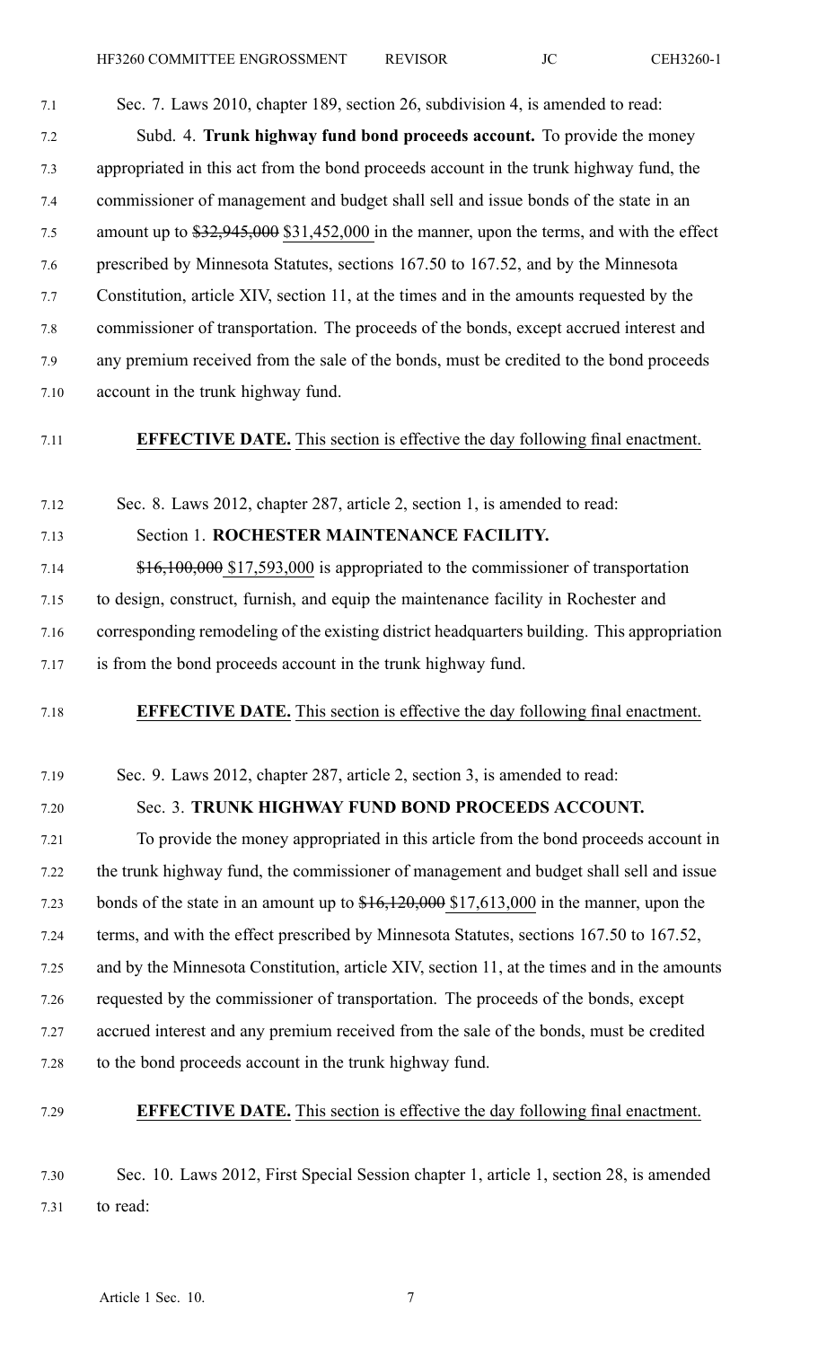Sec. 7. Laws 2010, chapter 189, section 26, subdivision 4, is amended to read:

Subd. 4. **Trunk highway fund bond proceeds account.** To provide the money appropriated in this act from the bond proceeds account in the trunk highway fund, the commissioner of management and budget shall sell and issue bonds of the state in an amount up to ~~$32,945,000~~ $31,452,000 in the manner, upon the terms, and with the effect prescribed by Minnesota Statutes, sections 167.50 to 167.52, and by the Minnesota Constitution, article XIV, section 11, at the times and in the amounts requested by the commissioner of transportation. The proceeds of the bonds, except accrued interest and any premium received from the sale of the bonds, must be credited to the bond proceeds account in the trunk highway fund.

**EFFECTIVE DATE.** This section is effective the day following final enactment.

Sec. 8. Laws 2012, chapter 287, article 2, section 1, is amended to read:

Section 1. **ROCHESTER MAINTENANCE FACILITY.**

~~$16,100,000~~ $17,593,000 is appropriated to the commissioner of transportation to design, construct, furnish, and equip the maintenance facility in Rochester and corresponding remodeling of the existing district headquarters building. This appropriation is from the bond proceeds account in the trunk highway fund.

**EFFECTIVE DATE.** This section is effective the day following final enactment.

Sec. 9. Laws 2012, chapter 287, article 2, section 3, is amended to read:

Sec. 3. **TRUNK HIGHWAY FUND BOND PROCEEDS ACCOUNT.**

To provide the money appropriated in this article from the bond proceeds account in the trunk highway fund, the commissioner of management and budget shall sell and issue bonds of the state in an amount up to ~~$16,120,000~~ $17,613,000 in the manner, upon the terms, and with the effect prescribed by Minnesota Statutes, sections 167.50 to 167.52, and by the Minnesota Constitution, article XIV, section 11, at the times and in the amounts requested by the commissioner of transportation. The proceeds of the bonds, except accrued interest and any premium received from the sale of the bonds, must be credited to the bond proceeds account in the trunk highway fund.

**EFFECTIVE DATE.** This section is effective the day following final enactment.

Sec. 10. Laws 2012, First Special Session chapter 1, article 1, section 28, is amended to read: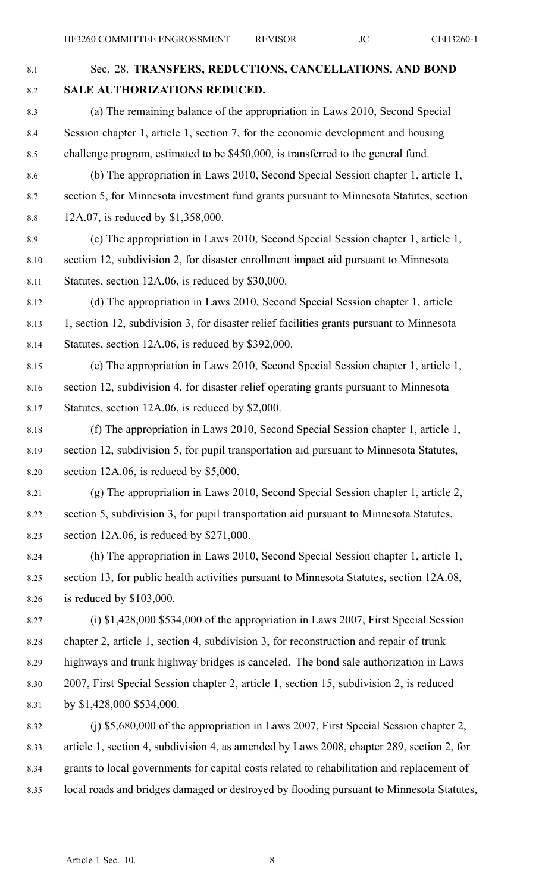Sec. 28. **TRANSFERS, REDUCTIONS, CANCELLATIONS, AND BOND SALE AUTHORIZATIONS REDUCED.**

(a) The remaining balance of the appropriation in Laws 2010, Second Special Session chapter 1, article 1, section 7, for the economic development and housing challenge program, estimated to be $450,000, is transferred to the general fund.

(b) The appropriation in Laws 2010, Second Special Session chapter 1, article 1, section 5, for Minnesota investment fund grants pursuant to Minnesota Statutes, section 12A.07, is reduced by $1,358,000.

(c) The appropriation in Laws 2010, Second Special Session chapter 1, article 1, section 12, subdivision 2, for disaster enrollment impact aid pursuant to Minnesota Statutes, section 12A.06, is reduced by $30,000.

(d) The appropriation in Laws 2010, Second Special Session chapter 1, article 1, section 12, subdivision 3, for disaster relief facilities grants pursuant to Minnesota Statutes, section 12A.06, is reduced by $392,000.

(e) The appropriation in Laws 2010, Second Special Session chapter 1, article 1, section 12, subdivision 4, for disaster relief operating grants pursuant to Minnesota Statutes, section 12A.06, is reduced by $2,000.

(f) The appropriation in Laws 2010, Second Special Session chapter 1, article 1, section 12, subdivision 5, for pupil transportation aid pursuant to Minnesota Statutes, section 12A.06, is reduced by $5,000.

(g) The appropriation in Laws 2010, Second Special Session chapter 1, article 2, section 5, subdivision 3, for pupil transportation aid pursuant to Minnesota Statutes, section 12A.06, is reduced by $271,000.

(h) The appropriation in Laws 2010, Second Special Session chapter 1, article 1, section 13, for public health activities pursuant to Minnesota Statutes, section 12A.08, is reduced by $103,000.

(i) ~~$1,428,000~~ <u>$534,000</u> of the appropriation in Laws 2007, First Special Session chapter 2, article 1, section 4, subdivision 3, for reconstruction and repair of trunk highways and trunk highway bridges is canceled. The bond sale authorization in Laws 2007, First Special Session chapter 2, article 1, section 15, subdivision 2, is reduced by ~~$1,428,000~~ <u>$534,000</u>.

(j) $5,680,000 of the appropriation in Laws 2007, First Special Session chapter 2, article 1, section 4, subdivision 4, as amended by Laws 2008, chapter 289, section 2, for grants to local governments for capital costs related to rehabilitation and replacement of local roads and bridges damaged or destroyed by flooding pursuant to Minnesota Statutes,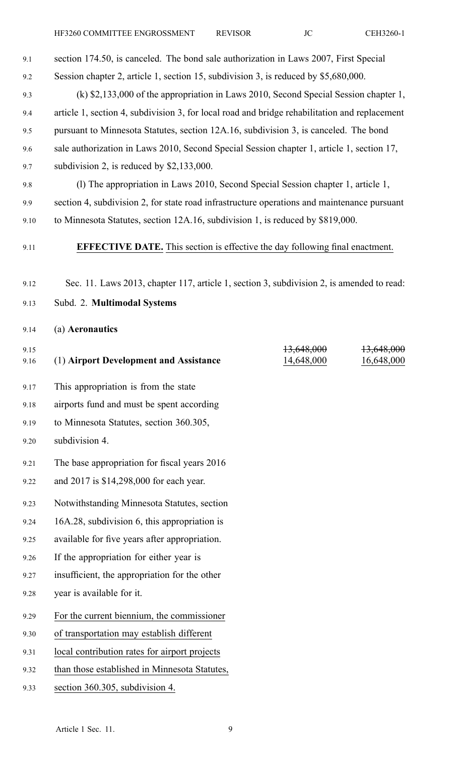section 174.50, is canceled. The bond sale authorization in Laws 2007, First Special Session chapter 2, article 1, section 15, subdivision 3, is reduced by $5,680,000.

(k) $2,133,000 of the appropriation in Laws 2010, Second Special Session chapter 1, article 1, section 4, subdivision 3, for local road and bridge rehabilitation and replacement pursuant to Minnesota Statutes, section 12A.16, subdivision 3, is canceled. The bond sale authorization in Laws 2010, Second Special Session chapter 1, article 1, section 17, subdivision 2, is reduced by $2,133,000.

(l) The appropriation in Laws 2010, Second Special Session chapter 1, article 1, section 4, subdivision 2, for state road infrastructure operations and maintenance pursuant to Minnesota Statutes, section 12A.16, subdivision 1, is reduced by $819,000.

**EFFECTIVE DATE.** This section is effective the day following final enactment.

Sec. 11. Laws 2013, chapter 117, article 1, section 3, subdivision 2, is amended to read:

Subd. 2. **Multimodal Systems**

(a) **Aeronautics**

| | | |
|---|---|---|
| (1) **Airport Development and Assistance** | ~~13,648,000~~ 14,648,000 | ~~13,648,000~~ 16,648,000 |

This appropriation is from the state airports fund and must be spent according to Minnesota Statutes, section 360.305, subdivision 4.

The base appropriation for fiscal years 2016 and 2017 is $14,298,000 for each year.

Notwithstanding Minnesota Statutes, section 16A.28, subdivision 6, this appropriation is available for five years after appropriation. If the appropriation for either year is insufficient, the appropriation for the other year is available for it.

For the current biennium, the commissioner of transportation may establish different local contribution rates for airport projects than those established in Minnesota Statutes, section 360.305, subdivision 4.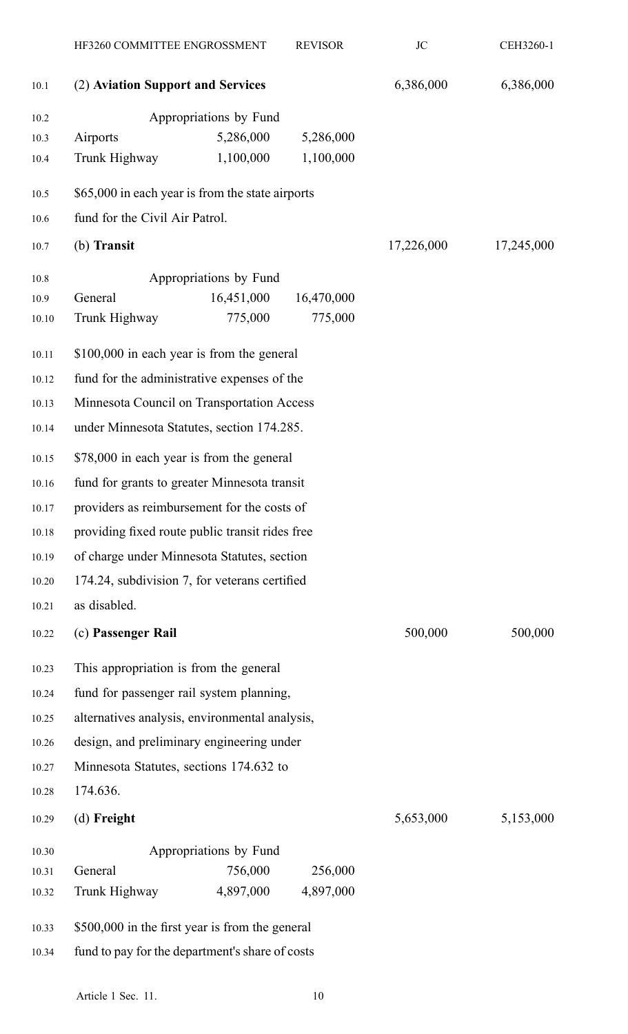| | | | | |
|---|---|---|---|---|
| (2) **Aviation Support and Services** | | | 6,386,000 | 6,386,000 |
| Appropriations by Fund | | | | |
| Airports | 5,286,000 | 5,286,000 | | |
| Trunk Highway | 1,100,000 | 1,100,000 | | |

$65,000 in each year is from the state airports fund for the Civil Air Patrol.

| | | | | |
|---|---|---|---|---|
| (b) **Transit** | | | 17,226,000 | 17,245,000 |
| Appropriations by Fund | | | | |
| General | 16,451,000 | 16,470,000 | | |
| Trunk Highway | 775,000 | 775,000 | | |

$100,000 in each year is from the general fund for the administrative expenses of the Minnesota Council on Transportation Access under Minnesota Statutes, section 174.285.

$78,000 in each year is from the general fund for grants to greater Minnesota transit providers as reimbursement for the costs of providing fixed route public transit rides free of charge under Minnesota Statutes, section 174.24, subdivision 7, for veterans certified as disabled.

| | | | | |
|---|---|---|---|---|
| (c) **Passenger Rail** | | | 500,000 | 500,000 |

This appropriation is from the general fund for passenger rail system planning, alternatives analysis, environmental analysis, design, and preliminary engineering under Minnesota Statutes, sections 174.632 to 174.636.

| | | | | |
|---|---|---|---|---|
| (d) **Freight** | | | 5,653,000 | 5,153,000 |
| Appropriations by Fund | | | | |
| General | 756,000 | 256,000 | | |
| Trunk Highway | 4,897,000 | 4,897,000 | | |

$500,000 in the first year is from the general fund to pay for the department's share of costs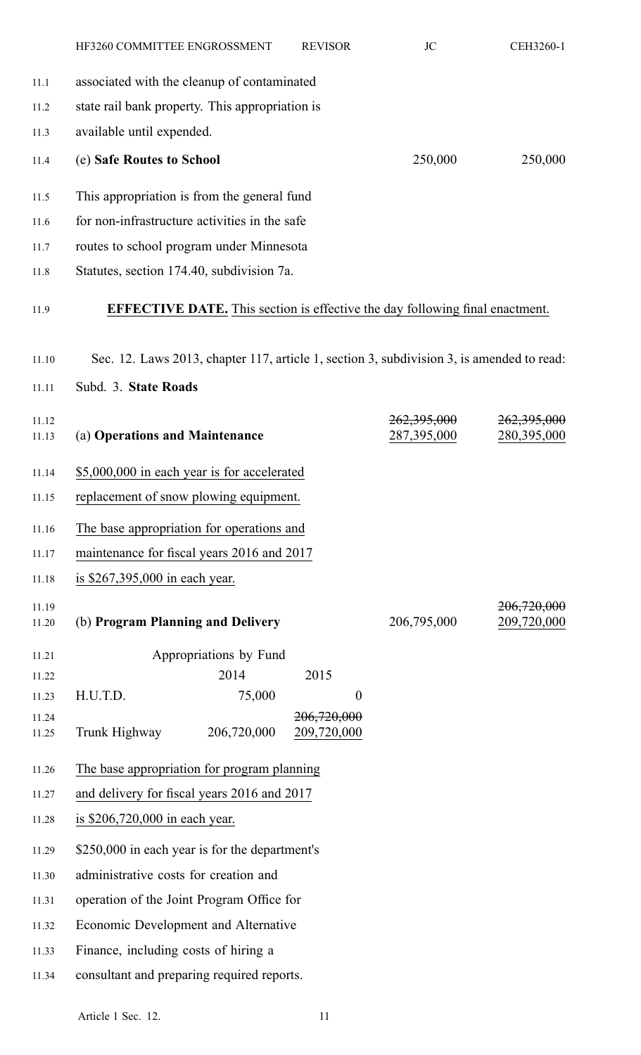associated with the cleanup of contaminated state rail bank property. This appropriation is available until expended.

| | | |
|---|---|---|
| (e) **Safe Routes to School** | 250,000 | 250,000 |

This appropriation is from the general fund for non-infrastructure activities in the safe routes to school program under Minnesota Statutes, section 174.40, subdivision 7a.

**EFFECTIVE DATE.** This section is effective the day following final enactment.

Sec. 12. Laws 2013, chapter 117, article 1, section 3, subdivision 3, is amended to read:

Subd. 3. **State Roads**

| | | |
|---|---|---|
| (a) **Operations and Maintenance** | ~~262,395,000~~ 287,395,000 | ~~262,395,000~~ 280,395,000 |

$5,000,000 in each year is for accelerated replacement of snow plowing equipment.

The base appropriation for operations and maintenance for fiscal years 2016 and 2017 is $267,395,000 in each year.

| | | |
|---|---|---|
| (b) **Program Planning and Delivery** | 206,795,000 | ~~206,720,000~~ 209,720,000 |

Appropriations by Fund

| | 2014 | 2015 |
|---|---|---|
| H.U.T.D. | 75,000 | 0 |
| Trunk Highway | 206,720,000 | ~~206,720,000~~ 209,720,000 |

The base appropriation for program planning and delivery for fiscal years 2016 and 2017 is $206,720,000 in each year.

$250,000 in each year is for the department's administrative costs for creation and operation of the Joint Program Office for Economic Development and Alternative Finance, including costs of hiring a consultant and preparing required reports.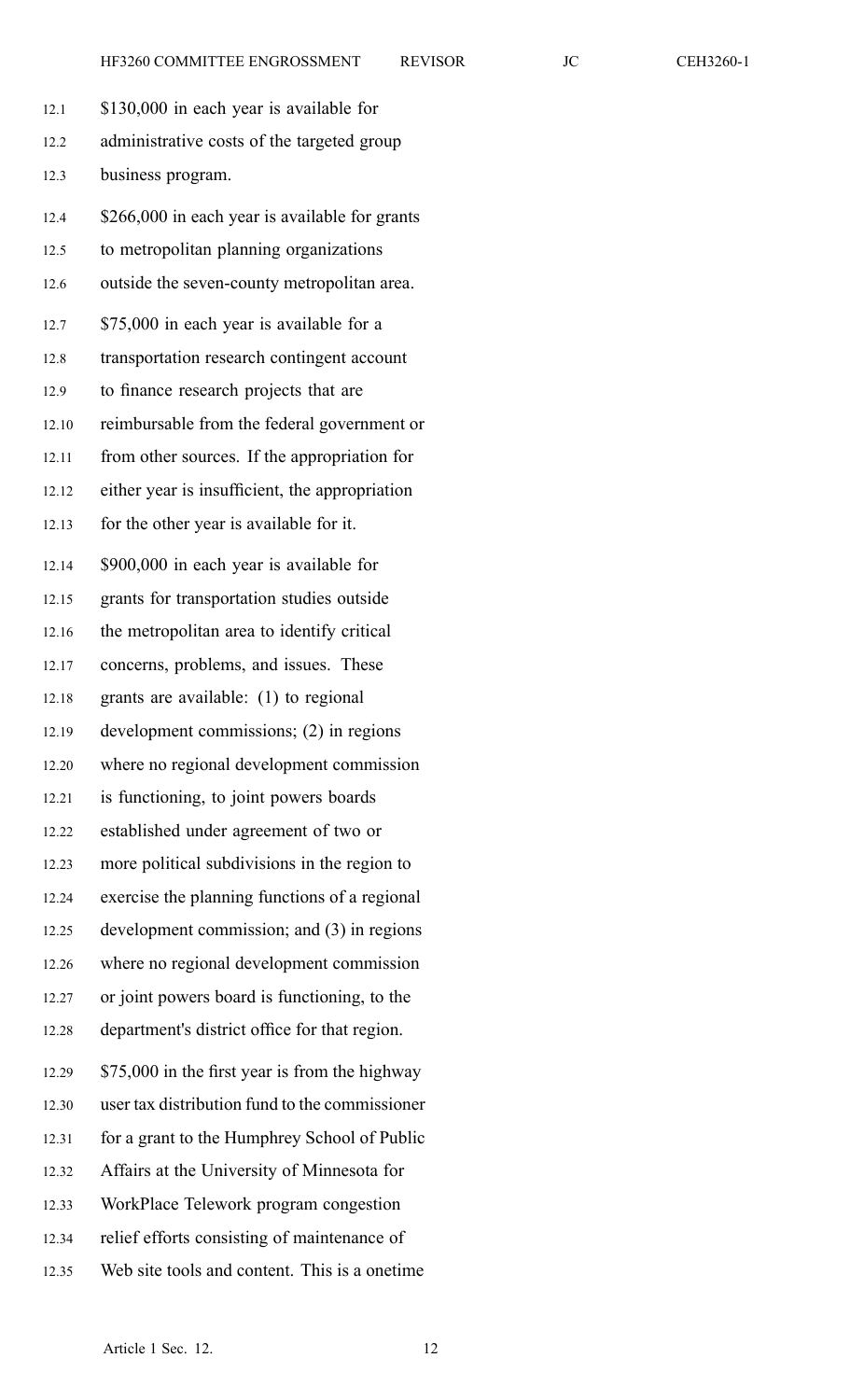$130,000 in each year is available for administrative costs of the targeted group business program.

$266,000 in each year is available for grants to metropolitan planning organizations outside the seven-county metropolitan area.

$75,000 in each year is available for a transportation research contingent account to finance research projects that are reimbursable from the federal government or from other sources. If the appropriation for either year is insufficient, the appropriation for the other year is available for it.

$900,000 in each year is available for grants for transportation studies outside the metropolitan area to identify critical concerns, problems, and issues. These grants are available: (1) to regional development commissions; (2) in regions where no regional development commission is functioning, to joint powers boards established under agreement of two or more political subdivisions in the region to exercise the planning functions of a regional development commission; and (3) in regions where no regional development commission or joint powers board is functioning, to the department's district office for that region.

$75,000 in the first year is from the highway user tax distribution fund to the commissioner for a grant to the Humphrey School of Public Affairs at the University of Minnesota for WorkPlace Telework program congestion relief efforts consisting of maintenance of Web site tools and content. This is a onetime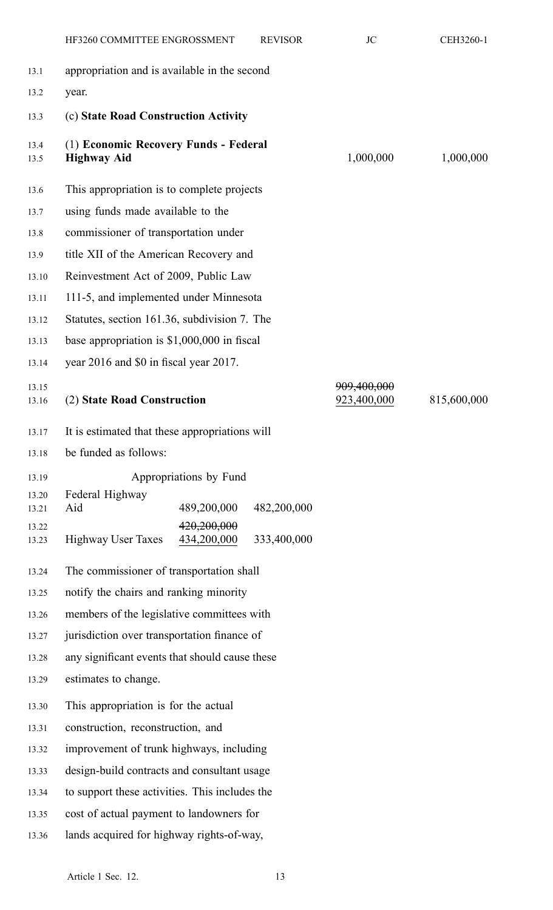appropriation and is available in the second year.

(c) **State Road Construction Activity**

| | | |
|---|---|---|
| (1) **Economic Recovery Funds - Federal Highway Aid** | 1,000,000 | 1,000,000 |

This appropriation is to complete projects using funds made available to the commissioner of transportation under title XII of the American Recovery and Reinvestment Act of 2009, Public Law 111-5, and implemented under Minnesota Statutes, section 161.36, subdivision 7. The base appropriation is $1,000,000 in fiscal year 2016 and $0 in fiscal year 2017.

| | | |
|---|---|---|
| (2) **State Road Construction** | ~~909,400,000~~ 923,400,000 | 815,600,000 |

It is estimated that these appropriations will be funded as follows:

Appropriations by Fund

| | | |
|---|---|---|
| Federal Highway Aid | 489,200,000 | 482,200,000 |
| Highway User Taxes | ~~420,200,000~~ 434,200,000 | 333,400,000 |

The commissioner of transportation shall notify the chairs and ranking minority members of the legislative committees with jurisdiction over transportation finance of any significant events that should cause these estimates to change.

This appropriation is for the actual construction, reconstruction, and improvement of trunk highways, including design-build contracts and consultant usage to support these activities. This includes the cost of actual payment to landowners for lands acquired for highway rights-of-way,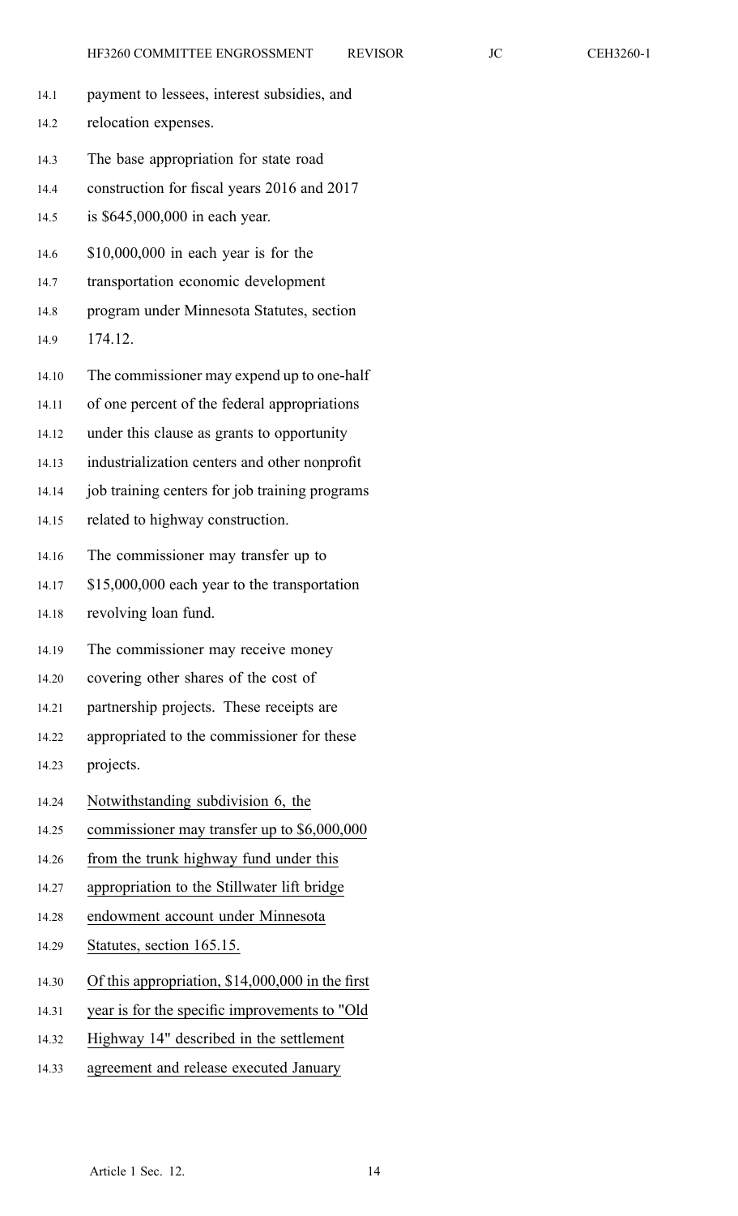payment to lessees, interest subsidies, and relocation expenses.

The base appropriation for state road construction for fiscal years 2016 and 2017 is $645,000,000 in each year.

$10,000,000 in each year is for the transportation economic development program under Minnesota Statutes, section 174.12.

The commissioner may expend up to one-half of one percent of the federal appropriations under this clause as grants to opportunity industrialization centers and other nonprofit job training centers for job training programs related to highway construction.

The commissioner may transfer up to $15,000,000 each year to the transportation revolving loan fund.

The commissioner may receive money covering other shares of the cost of partnership projects. These receipts are appropriated to the commissioner for these projects.

Notwithstanding subdivision 6, the commissioner may transfer up to $6,000,000 from the trunk highway fund under this appropriation to the Stillwater lift bridge endowment account under Minnesota Statutes, section 165.15.

Of this appropriation, $14,000,000 in the first year is for the specific improvements to "Old Highway 14" described in the settlement agreement and release executed January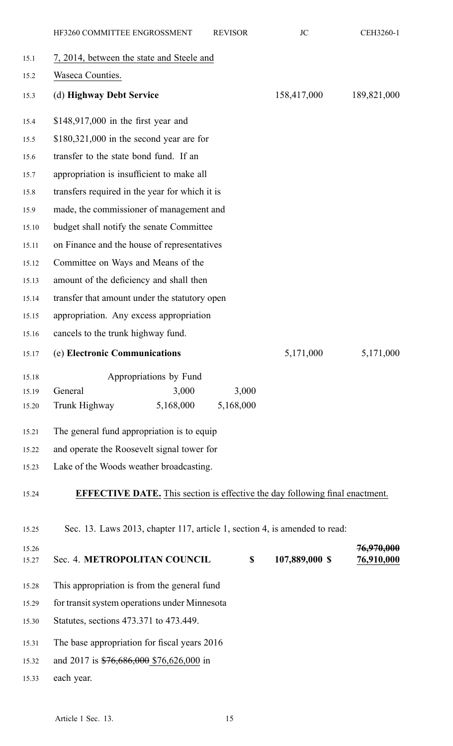7, 2014, between the state and Steele and Waseca Counties.

| | | |
|---|---|---|
| (d) **Highway Debt Service** | 158,417,000 | 189,821,000 |

$148,917,000 in the first year and $180,321,000 in the second year are for transfer to the state bond fund. If an appropriation is insufficient to make all transfers required in the year for which it is made, the commissioner of management and budget shall notify the senate Committee on Finance and the house of representatives Committee on Ways and Means of the amount of the deficiency and shall then transfer that amount under the statutory open appropriation. Any excess appropriation cancels to the trunk highway fund.

| | | |
|---|---|---|
| (e) **Electronic Communications** | 5,171,000 | 5,171,000 |

| Appropriations by Fund | | |
|---|---|---|
| General | 3,000 | 3,000 |
| Trunk Highway | 5,168,000 | 5,168,000 |

The general fund appropriation is to equip and operate the Roosevelt signal tower for Lake of the Woods weather broadcasting.

**EFFECTIVE DATE.** This section is effective the day following final enactment.

Sec. 13. Laws 2013, chapter 117, article 1, section 4, is amended to read:

| | | | |
|---|---|---|---|
| Sec. 4. **METROPOLITAN COUNCIL** | $ | 107,889,000 $ | ~~76,970,000~~ 76,910,000 |

This appropriation is from the general fund for transit system operations under Minnesota Statutes, sections 473.371 to 473.449.

The base appropriation for fiscal years 2016 and 2017 is ~~$76,686,000~~ $76,626,000 in each year.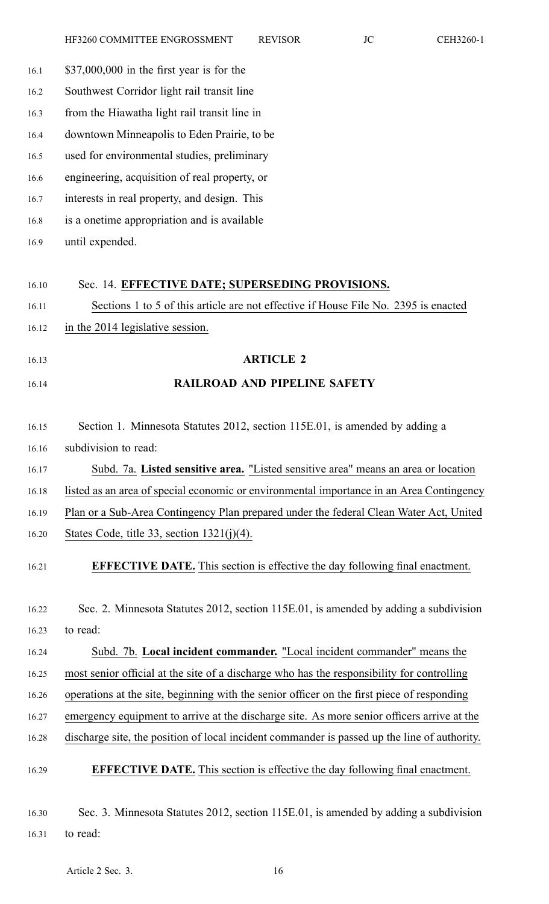$37,000,000 in the first year is for the Southwest Corridor light rail transit line from the Hiawatha light rail transit line in downtown Minneapolis to Eden Prairie, to be used for environmental studies, preliminary engineering, acquisition of real property, or interests in real property, and design. This is a onetime appropriation and is available until expended.

Sec. 14. **EFFECTIVE DATE; SUPERSEDING PROVISIONS.**

Sections 1 to 5 of this article are not effective if House File No. 2395 is enacted in the 2014 legislative session.

## ARTICLE 2

## RAILROAD AND PIPELINE SAFETY

Section 1. Minnesota Statutes 2012, section 115E.01, is amended by adding a subdivision to read:

Subd. 7a. **Listed sensitive area.** "Listed sensitive area" means an area or location listed as an area of special economic or environmental importance in an Area Contingency Plan or a Sub-Area Contingency Plan prepared under the federal Clean Water Act, United States Code, title 33, section 1321(j)(4).

**EFFECTIVE DATE.** This section is effective the day following final enactment.

Sec. 2. Minnesota Statutes 2012, section 115E.01, is amended by adding a subdivision to read:

Subd. 7b. **Local incident commander.** "Local incident commander" means the most senior official at the site of a discharge who has the responsibility for controlling operations at the site, beginning with the senior officer on the first piece of responding emergency equipment to arrive at the discharge site. As more senior officers arrive at the discharge site, the position of local incident commander is passed up the line of authority.

**EFFECTIVE DATE.** This section is effective the day following final enactment.

Sec. 3. Minnesota Statutes 2012, section 115E.01, is amended by adding a subdivision to read: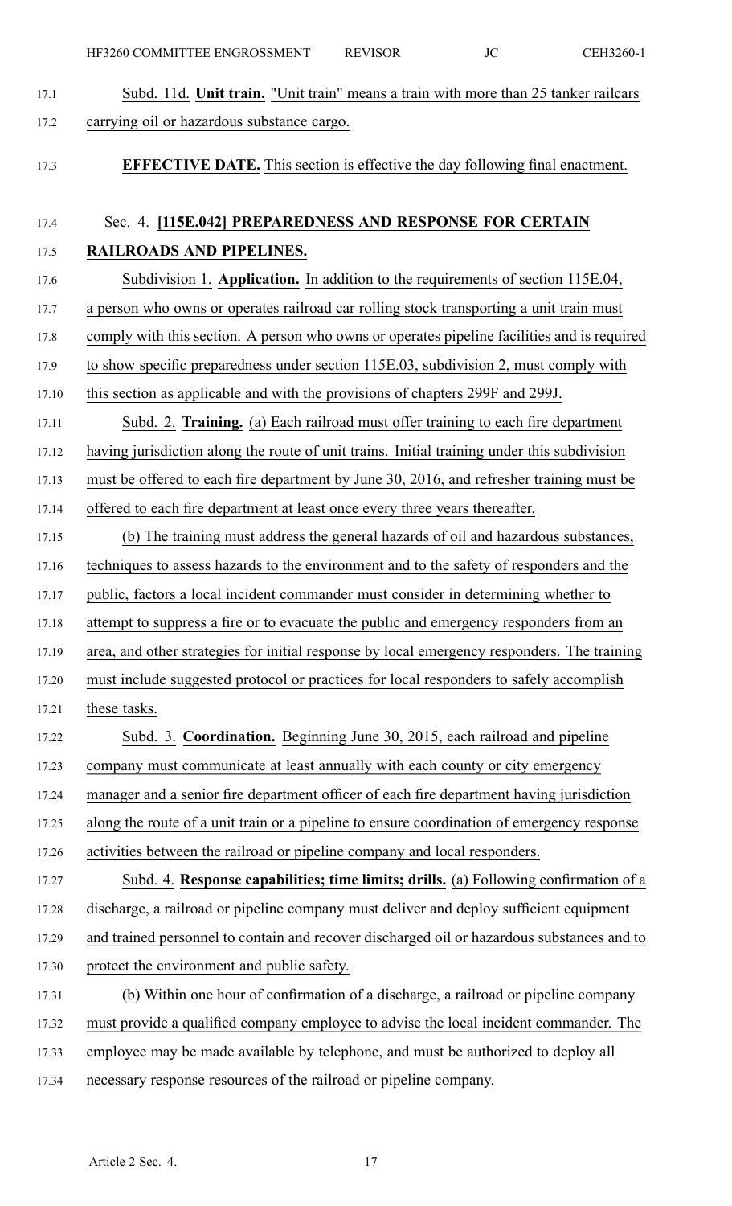Subd. 11d. **Unit train.** "Unit train" means a train with more than 25 tanker railcars carrying oil or hazardous substance cargo.

**EFFECTIVE DATE.** This section is effective the day following final enactment.

### Sec. 4. [115E.042] PREPAREDNESS AND RESPONSE FOR CERTAIN RAILROADS AND PIPELINES.

Subdivision 1. **Application.** In addition to the requirements of section 115E.04, a person who owns or operates railroad car rolling stock transporting a unit train must comply with this section. A person who owns or operates pipeline facilities and is required to show specific preparedness under section 115E.03, subdivision 2, must comply with this section as applicable and with the provisions of chapters 299F and 299J.

Subd. 2. **Training.** (a) Each railroad must offer training to each fire department having jurisdiction along the route of unit trains. Initial training under this subdivision must be offered to each fire department by June 30, 2016, and refresher training must be offered to each fire department at least once every three years thereafter.

(b) The training must address the general hazards of oil and hazardous substances, techniques to assess hazards to the environment and to the safety of responders and the public, factors a local incident commander must consider in determining whether to attempt to suppress a fire or to evacuate the public and emergency responders from an area, and other strategies for initial response by local emergency responders. The training must include suggested protocol or practices for local responders to safely accomplish these tasks.

Subd. 3. **Coordination.** Beginning June 30, 2015, each railroad and pipeline company must communicate at least annually with each county or city emergency manager and a senior fire department officer of each fire department having jurisdiction along the route of a unit train or a pipeline to ensure coordination of emergency response activities between the railroad or pipeline company and local responders.

Subd. 4. **Response capabilities; time limits; drills.** (a) Following confirmation of a discharge, a railroad or pipeline company must deliver and deploy sufficient equipment and trained personnel to contain and recover discharged oil or hazardous substances and to protect the environment and public safety.

(b) Within one hour of confirmation of a discharge, a railroad or pipeline company must provide a qualified company employee to advise the local incident commander. The employee may be made available by telephone, and must be authorized to deploy all necessary response resources of the railroad or pipeline company.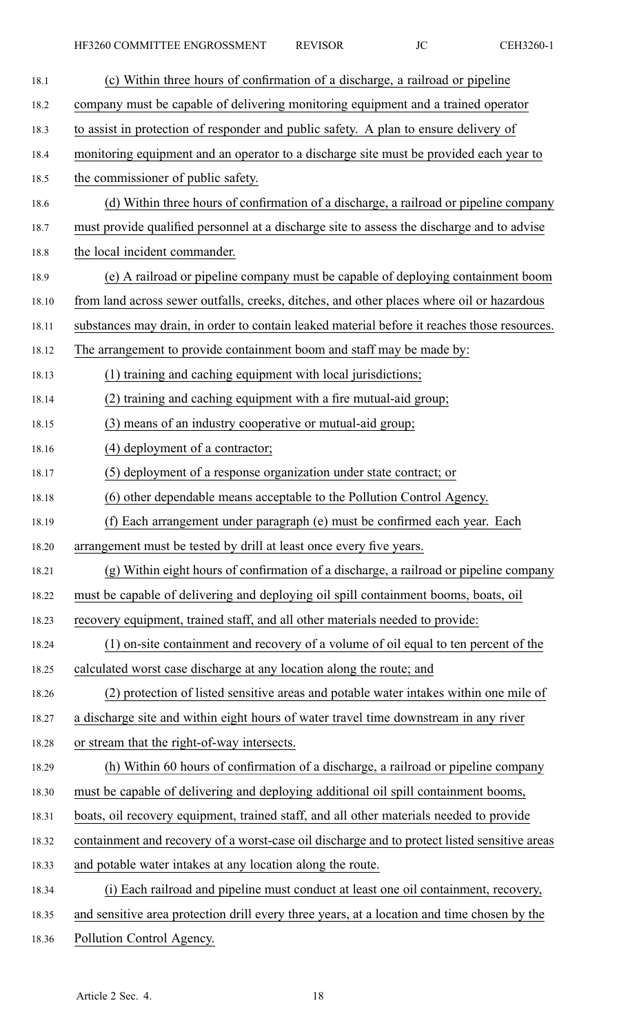(c) Within three hours of confirmation of a discharge, a railroad or pipeline company must be capable of delivering monitoring equipment and a trained operator to assist in protection of responder and public safety. A plan to ensure delivery of monitoring equipment and an operator to a discharge site must be provided each year to the commissioner of public safety.

(d) Within three hours of confirmation of a discharge, a railroad or pipeline company must provide qualified personnel at a discharge site to assess the discharge and to advise the local incident commander.

(e) A railroad or pipeline company must be capable of deploying containment boom from land across sewer outfalls, creeks, ditches, and other places where oil or hazardous substances may drain, in order to contain leaked material before it reaches those resources. The arrangement to provide containment boom and staff may be made by:

(1) training and caching equipment with local jurisdictions;

(2) training and caching equipment with a fire mutual-aid group;

(3) means of an industry cooperative or mutual-aid group;

(4) deployment of a contractor;

(5) deployment of a response organization under state contract; or

(6) other dependable means acceptable to the Pollution Control Agency.

(f) Each arrangement under paragraph (e) must be confirmed each year. Each arrangement must be tested by drill at least once every five years.

(g) Within eight hours of confirmation of a discharge, a railroad or pipeline company must be capable of delivering and deploying oil spill containment booms, boats, oil recovery equipment, trained staff, and all other materials needed to provide:

(1) on-site containment and recovery of a volume of oil equal to ten percent of the calculated worst case discharge at any location along the route; and

(2) protection of listed sensitive areas and potable water intakes within one mile of a discharge site and within eight hours of water travel time downstream in any river or stream that the right-of-way intersects.

(h) Within 60 hours of confirmation of a discharge, a railroad or pipeline company must be capable of delivering and deploying additional oil spill containment booms, boats, oil recovery equipment, trained staff, and all other materials needed to provide containment and recovery of a worst-case oil discharge and to protect listed sensitive areas and potable water intakes at any location along the route.

(i) Each railroad and pipeline must conduct at least one oil containment, recovery, and sensitive area protection drill every three years, at a location and time chosen by the Pollution Control Agency.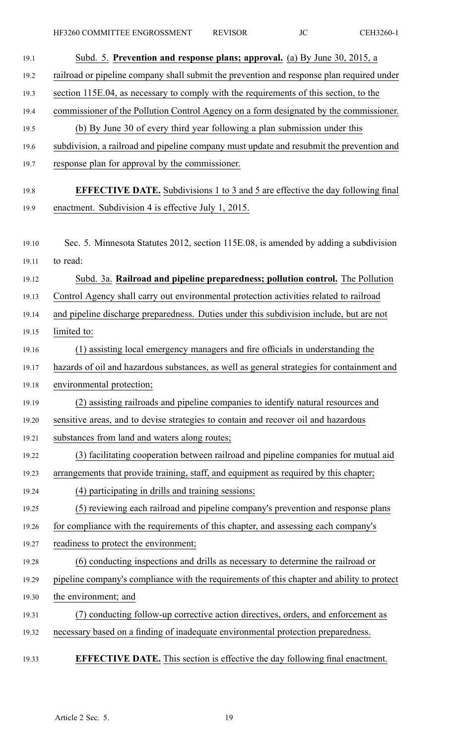Subd. 5. **Prevention and response plans; approval.** (a) By June 30, 2015, a railroad or pipeline company shall submit the prevention and response plan required under section 115E.04, as necessary to comply with the requirements of this section, to the commissioner of the Pollution Control Agency on a form designated by the commissioner.

(b) By June 30 of every third year following a plan submission under this subdivision, a railroad and pipeline company must update and resubmit the prevention and response plan for approval by the commissioner.

**EFFECTIVE DATE.** Subdivisions 1 to 3 and 5 are effective the day following final enactment. Subdivision 4 is effective July 1, 2015.

Sec. 5. Minnesota Statutes 2012, section 115E.08, is amended by adding a subdivision to read:

Subd. 3a. **Railroad and pipeline preparedness; pollution control.** The Pollution Control Agency shall carry out environmental protection activities related to railroad and pipeline discharge preparedness. Duties under this subdivision include, but are not limited to:

(1) assisting local emergency managers and fire officials in understanding the hazards of oil and hazardous substances, as well as general strategies for containment and environmental protection;

(2) assisting railroads and pipeline companies to identify natural resources and sensitive areas, and to devise strategies to contain and recover oil and hazardous substances from land and waters along routes;

(3) facilitating cooperation between railroad and pipeline companies for mutual aid arrangements that provide training, staff, and equipment as required by this chapter;

(4) participating in drills and training sessions;

(5) reviewing each railroad and pipeline company's prevention and response plans for compliance with the requirements of this chapter, and assessing each company's readiness to protect the environment;

(6) conducting inspections and drills as necessary to determine the railroad or pipeline company's compliance with the requirements of this chapter and ability to protect the environment; and

(7) conducting follow-up corrective action directives, orders, and enforcement as necessary based on a finding of inadequate environmental protection preparedness.

**EFFECTIVE DATE.** This section is effective the day following final enactment.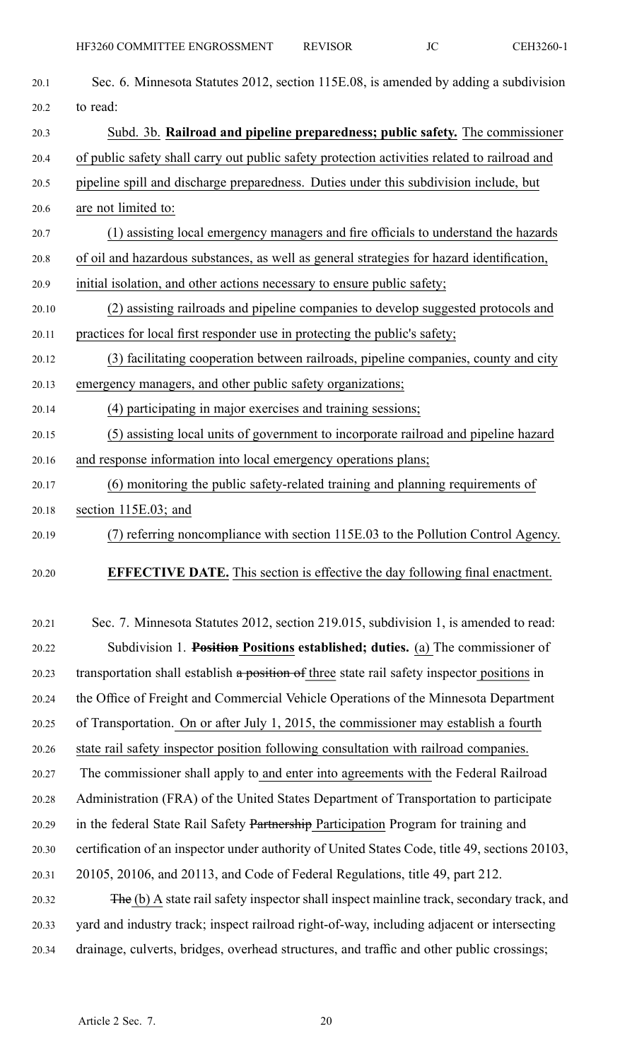Sec. 6. Minnesota Statutes 2012, section 115E.08, is amended by adding a subdivision to read:

Subd. 3b. **Railroad and pipeline preparedness; public safety.** The commissioner of public safety shall carry out public safety protection activities related to railroad and pipeline spill and discharge preparedness. Duties under this subdivision include, but are not limited to:

(1) assisting local emergency managers and fire officials to understand the hazards of oil and hazardous substances, as well as general strategies for hazard identification, initial isolation, and other actions necessary to ensure public safety;

(2) assisting railroads and pipeline companies to develop suggested protocols and practices for local first responder use in protecting the public's safety;

(3) facilitating cooperation between railroads, pipeline companies, county and city emergency managers, and other public safety organizations;

(4) participating in major exercises and training sessions;

(5) assisting local units of government to incorporate railroad and pipeline hazard and response information into local emergency operations plans;

(6) monitoring the public safety-related training and planning requirements of section 115E.03; and

(7) referring noncompliance with section 115E.03 to the Pollution Control Agency.

**EFFECTIVE DATE.** This section is effective the day following final enactment.

Sec. 7. Minnesota Statutes 2012, section 219.015, subdivision 1, is amended to read:

Subdivision 1. ~~**Position**~~ **Positions established; duties.** (a) The commissioner of transportation shall establish ~~a position of~~ three state rail safety inspector positions in the Office of Freight and Commercial Vehicle Operations of the Minnesota Department of Transportation. On or after July 1, 2015, the commissioner may establish a fourth state rail safety inspector position following consultation with railroad companies. The commissioner shall apply to and enter into agreements with the Federal Railroad Administration (FRA) of the United States Department of Transportation to participate in the federal State Rail Safety ~~Partnership~~ Participation Program for training and certification of an inspector under authority of United States Code, title 49, sections 20103, 20105, 20106, and 20113, and Code of Federal Regulations, title 49, part 212.

~~The~~ (b) A state rail safety inspector shall inspect mainline track, secondary track, and yard and industry track; inspect railroad right-of-way, including adjacent or intersecting drainage, culverts, bridges, overhead structures, and traffic and other public crossings;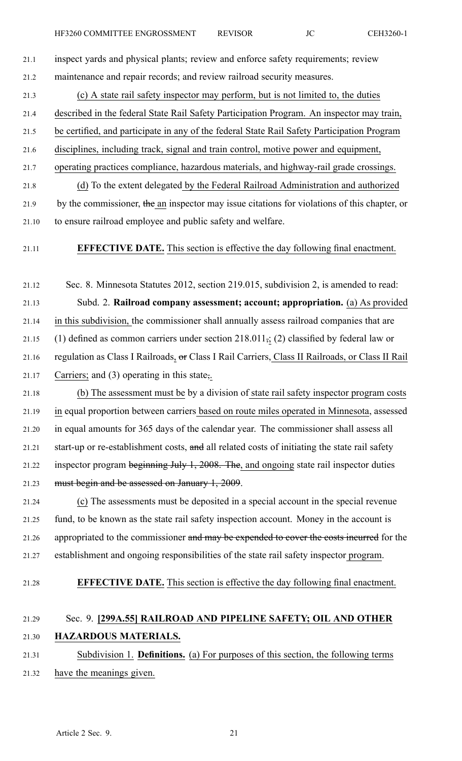inspect yards and physical plants; review and enforce safety requirements; review maintenance and repair records; and review railroad security measures.

(c) A state rail safety inspector may perform, but is not limited to, the duties described in the federal State Rail Safety Participation Program. An inspector may train, be certified, and participate in any of the federal State Rail Safety Participation Program disciplines, including track, signal and train control, motive power and equipment, operating practices compliance, hazardous materials, and highway-rail grade crossings.

(d) To the extent delegated by the Federal Railroad Administration and authorized by the commissioner, ~~the~~ an inspector may issue citations for violations of this chapter, or to ensure railroad employee and public safety and welfare.

**EFFECTIVE DATE.** This section is effective the day following final enactment.

Sec. 8. Minnesota Statutes 2012, section 219.015, subdivision 2, is amended to read:

Subd. 2. **Railroad company assessment; account; appropriation.** (a) As provided in this subdivision, the commissioner shall annually assess railroad companies that are (1) defined as common carriers under section 218.011~~,~~; (2) classified by federal law or regulation as Class I Railroads, ~~or~~ Class I Rail Carriers, Class II Railroads, or Class II Rail Carriers; and (3) operating in this state~~,~~.

(b) The assessment must be by a division of state rail safety inspector program costs in equal proportion between carriers based on route miles operated in Minnesota, assessed in equal amounts for 365 days of the calendar year. The commissioner shall assess all start-up or re-establishment costs, ~~and~~ all related costs of initiating the state rail safety inspector program ~~beginning July 1, 2008. The~~, and ongoing state rail inspector duties ~~must begin and be assessed on January 1, 2009~~.

(c) The assessments must be deposited in a special account in the special revenue fund, to be known as the state rail safety inspection account. Money in the account is appropriated to the commissioner ~~and may be expended to cover the costs incurred~~ for the establishment and ongoing responsibilities of the state rail safety inspector program.

**EFFECTIVE DATE.** This section is effective the day following final enactment.

Sec. 9. **[299A.55] RAILROAD AND PIPELINE SAFETY; OIL AND OTHER HAZARDOUS MATERIALS.**

Subdivision 1. **Definitions.** (a) For purposes of this section, the following terms have the meanings given.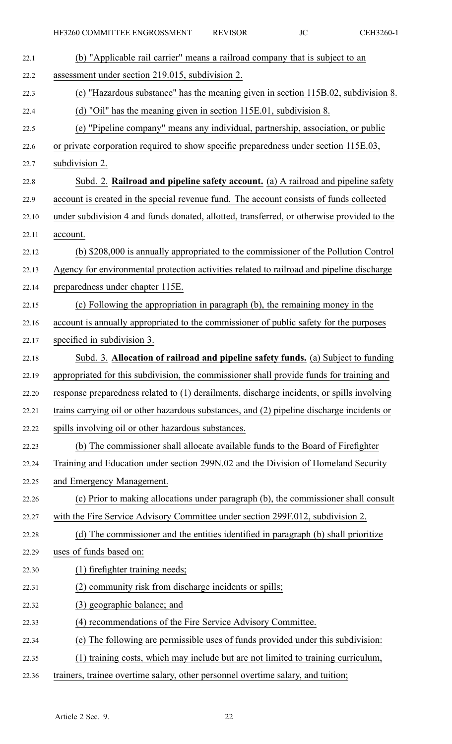(b) "Applicable rail carrier" means a railroad company that is subject to an assessment under section 219.015, subdivision 2.

(c) "Hazardous substance" has the meaning given in section 115B.02, subdivision 8.

(d) "Oil" has the meaning given in section 115E.01, subdivision 8.

(e) "Pipeline company" means any individual, partnership, association, or public or private corporation required to show specific preparedness under section 115E.03, subdivision 2.

Subd. 2. **Railroad and pipeline safety account.** (a) A railroad and pipeline safety account is created in the special revenue fund. The account consists of funds collected under subdivision 4 and funds donated, allotted, transferred, or otherwise provided to the account.

(b) $208,000 is annually appropriated to the commissioner of the Pollution Control Agency for environmental protection activities related to railroad and pipeline discharge preparedness under chapter 115E.

(c) Following the appropriation in paragraph (b), the remaining money in the account is annually appropriated to the commissioner of public safety for the purposes specified in subdivision 3.

Subd. 3. **Allocation of railroad and pipeline safety funds.** (a) Subject to funding appropriated for this subdivision, the commissioner shall provide funds for training and response preparedness related to (1) derailments, discharge incidents, or spills involving trains carrying oil or other hazardous substances, and (2) pipeline discharge incidents or spills involving oil or other hazardous substances.

(b) The commissioner shall allocate available funds to the Board of Firefighter Training and Education under section 299N.02 and the Division of Homeland Security and Emergency Management.

(c) Prior to making allocations under paragraph (b), the commissioner shall consult with the Fire Service Advisory Committee under section 299F.012, subdivision 2.

(d) The commissioner and the entities identified in paragraph (b) shall prioritize uses of funds based on:

(1) firefighter training needs;

(2) community risk from discharge incidents or spills;

(3) geographic balance; and

(4) recommendations of the Fire Service Advisory Committee.

(e) The following are permissible uses of funds provided under this subdivision:

(1) training costs, which may include but are not limited to training curriculum, trainers, trainee overtime salary, other personnel overtime salary, and tuition;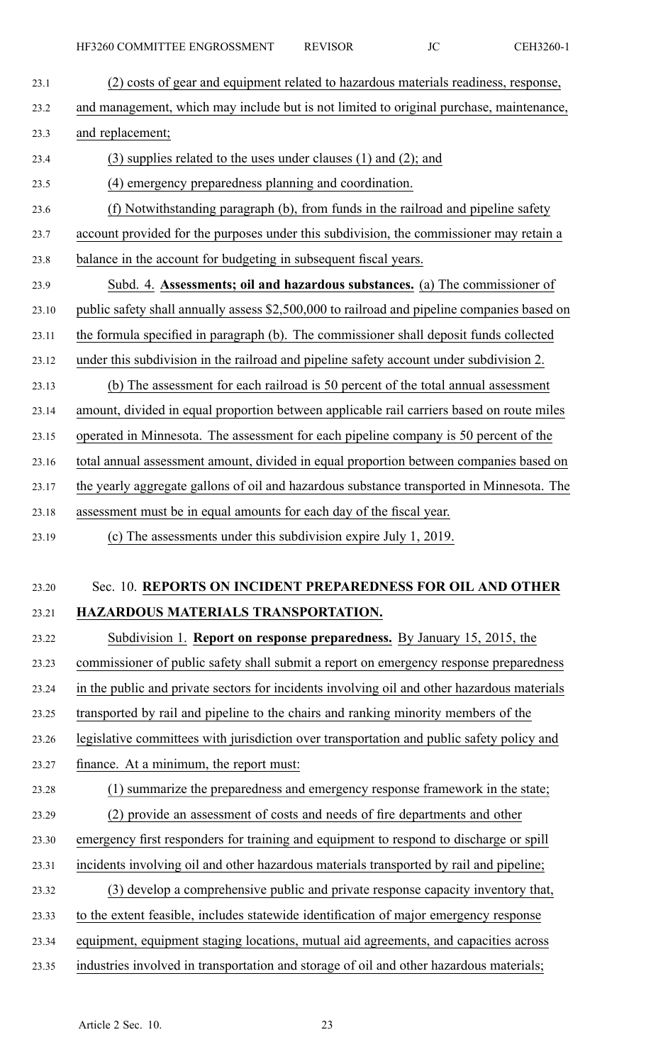(2) costs of gear and equipment related to hazardous materials readiness, response, and management, which may include but is not limited to original purchase, maintenance, and replacement;

(3) supplies related to the uses under clauses (1) and (2); and

(4) emergency preparedness planning and coordination.

(f) Notwithstanding paragraph (b), from funds in the railroad and pipeline safety account provided for the purposes under this subdivision, the commissioner may retain a balance in the account for budgeting in subsequent fiscal years.

Subd. 4. **Assessments; oil and hazardous substances.** (a) The commissioner of public safety shall annually assess $2,500,000 to railroad and pipeline companies based on the formula specified in paragraph (b). The commissioner shall deposit funds collected under this subdivision in the railroad and pipeline safety account under subdivision 2.

(b) The assessment for each railroad is 50 percent of the total annual assessment amount, divided in equal proportion between applicable rail carriers based on route miles operated in Minnesota. The assessment for each pipeline company is 50 percent of the total annual assessment amount, divided in equal proportion between companies based on the yearly aggregate gallons of oil and hazardous substance transported in Minnesota. The assessment must be in equal amounts for each day of the fiscal year.

(c) The assessments under this subdivision expire July 1, 2019.

Sec. 10. **REPORTS ON INCIDENT PREPAREDNESS FOR OIL AND OTHER HAZARDOUS MATERIALS TRANSPORTATION.**

Subdivision 1. **Report on response preparedness.** By January 15, 2015, the commissioner of public safety shall submit a report on emergency response preparedness in the public and private sectors for incidents involving oil and other hazardous materials transported by rail and pipeline to the chairs and ranking minority members of the legislative committees with jurisdiction over transportation and public safety policy and finance. At a minimum, the report must:

(1) summarize the preparedness and emergency response framework in the state;

(2) provide an assessment of costs and needs of fire departments and other emergency first responders for training and equipment to respond to discharge or spill incidents involving oil and other hazardous materials transported by rail and pipeline;

(3) develop a comprehensive public and private response capacity inventory that, to the extent feasible, includes statewide identification of major emergency response equipment, equipment staging locations, mutual aid agreements, and capacities across industries involved in transportation and storage of oil and other hazardous materials;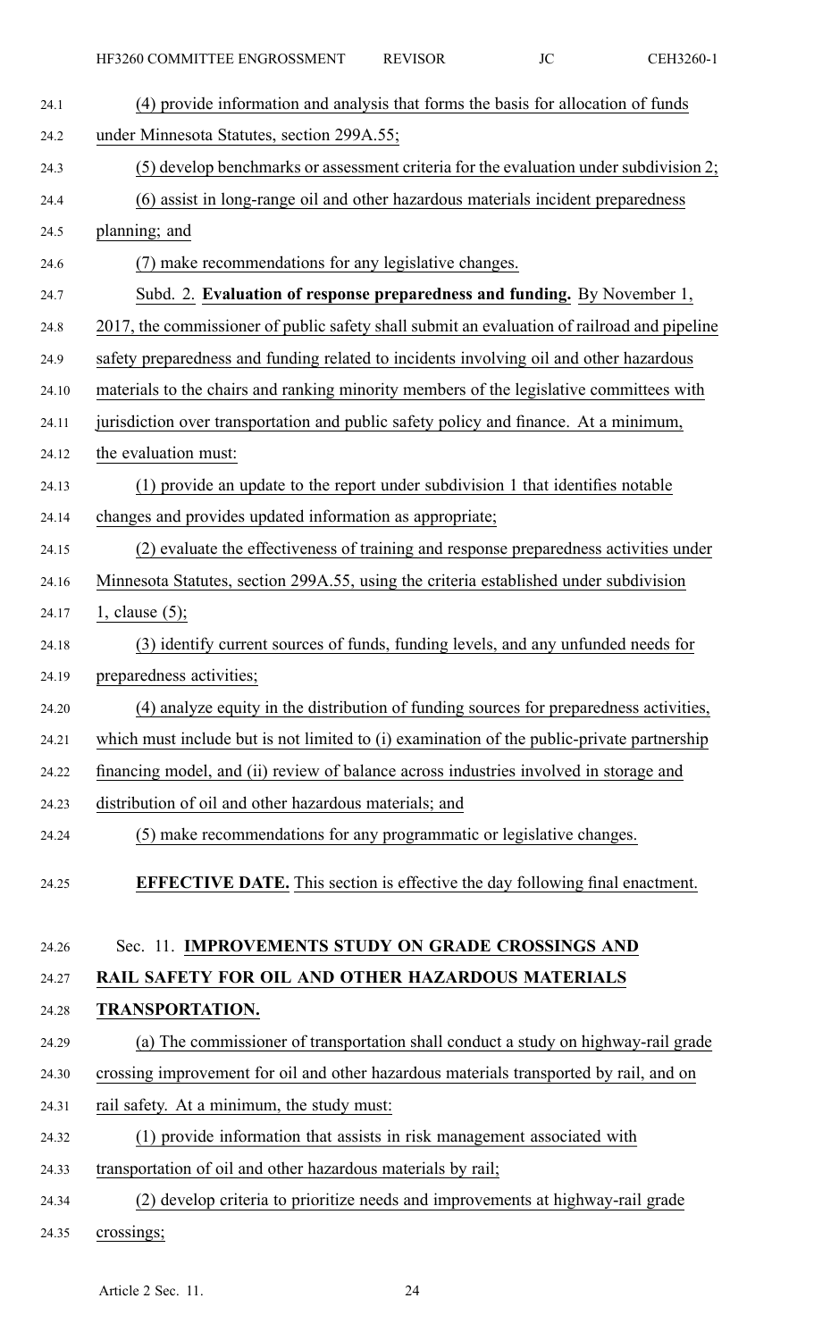(4) provide information and analysis that forms the basis for allocation of funds under Minnesota Statutes, section 299A.55;

(5) develop benchmarks or assessment criteria for the evaluation under subdivision 2;

(6) assist in long-range oil and other hazardous materials incident preparedness planning; and

(7) make recommendations for any legislative changes.

Subd. 2. **Evaluation of response preparedness and funding.** By November 1, 2017, the commissioner of public safety shall submit an evaluation of railroad and pipeline safety preparedness and funding related to incidents involving oil and other hazardous materials to the chairs and ranking minority members of the legislative committees with jurisdiction over transportation and public safety policy and finance. At a minimum, the evaluation must:

(1) provide an update to the report under subdivision 1 that identifies notable changes and provides updated information as appropriate;

(2) evaluate the effectiveness of training and response preparedness activities under Minnesota Statutes, section 299A.55, using the criteria established under subdivision 1, clause (5);

(3) identify current sources of funds, funding levels, and any unfunded needs for preparedness activities;

(4) analyze equity in the distribution of funding sources for preparedness activities, which must include but is not limited to (i) examination of the public-private partnership financing model, and (ii) review of balance across industries involved in storage and distribution of oil and other hazardous materials; and

(5) make recommendations for any programmatic or legislative changes.

**EFFECTIVE DATE.** This section is effective the day following final enactment.

Sec. 11. **IMPROVEMENTS STUDY ON GRADE CROSSINGS AND RAIL SAFETY FOR OIL AND OTHER HAZARDOUS MATERIALS TRANSPORTATION.**

(a) The commissioner of transportation shall conduct a study on highway-rail grade crossing improvement for oil and other hazardous materials transported by rail, and on rail safety. At a minimum, the study must:

(1) provide information that assists in risk management associated with transportation of oil and other hazardous materials by rail;

(2) develop criteria to prioritize needs and improvements at highway-rail grade crossings;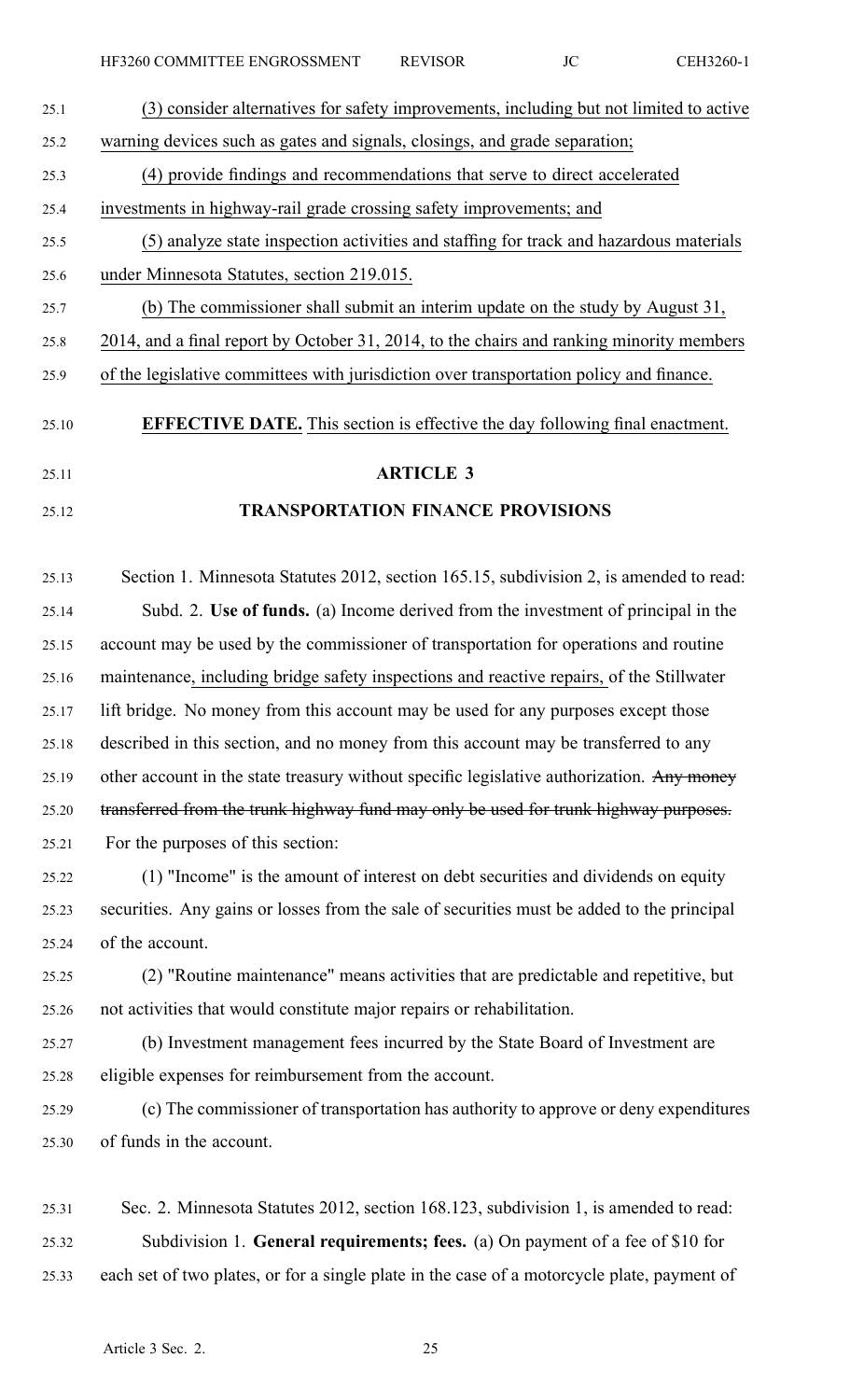(3) consider alternatives for safety improvements, including but not limited to active warning devices such as gates and signals, closings, and grade separation;

(4) provide findings and recommendations that serve to direct accelerated investments in highway-rail grade crossing safety improvements; and

(5) analyze state inspection activities and staffing for track and hazardous materials under Minnesota Statutes, section 219.015.

(b) The commissioner shall submit an interim update on the study by August 31, 2014, and a final report by October 31, 2014, to the chairs and ranking minority members of the legislative committees with jurisdiction over transportation policy and finance.

**EFFECTIVE DATE.** This section is effective the day following final enactment.

## ARTICLE 3

## TRANSPORTATION FINANCE PROVISIONS

Section 1. Minnesota Statutes 2012, section 165.15, subdivision 2, is amended to read:

Subd. 2. **Use of funds.** (a) Income derived from the investment of principal in the account may be used by the commissioner of transportation for operations and routine maintenance, including bridge safety inspections and reactive repairs, of the Stillwater lift bridge. No money from this account may be used for any purposes except those described in this section, and no money from this account may be transferred to any other account in the state treasury without specific legislative authorization. ~~Any money transferred from the trunk highway fund may only be used for trunk highway purposes.~~ For the purposes of this section:

(1) "Income" is the amount of interest on debt securities and dividends on equity securities. Any gains or losses from the sale of securities must be added to the principal of the account.

(2) "Routine maintenance" means activities that are predictable and repetitive, but not activities that would constitute major repairs or rehabilitation.

(b) Investment management fees incurred by the State Board of Investment are eligible expenses for reimbursement from the account.

(c) The commissioner of transportation has authority to approve or deny expenditures of funds in the account.

Sec. 2. Minnesota Statutes 2012, section 168.123, subdivision 1, is amended to read:

Subdivision 1. **General requirements; fees.** (a) On payment of a fee of $10 for each set of two plates, or for a single plate in the case of a motorcycle plate, payment of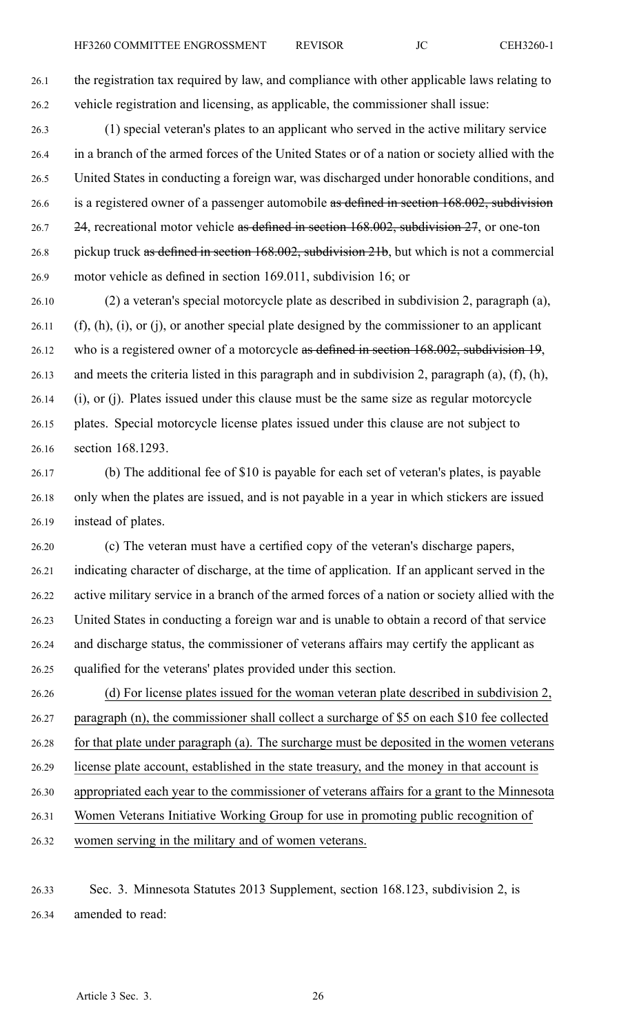the registration tax required by law, and compliance with other applicable laws relating to vehicle registration and licensing, as applicable, the commissioner shall issue:

(1) special veteran's plates to an applicant who served in the active military service in a branch of the armed forces of the United States or of a nation or society allied with the United States in conducting a foreign war, was discharged under honorable conditions, and is a registered owner of a passenger automobile ~~as defined in section 168.002, subdivision 24~~, recreational motor vehicle ~~as defined in section 168.002, subdivision 27~~, or one-ton pickup truck ~~as defined in section 168.002, subdivision 21b~~, but which is not a commercial motor vehicle as defined in section 169.011, subdivision 16; or

(2) a veteran's special motorcycle plate as described in subdivision 2, paragraph (a), (f), (h), (i), or (j), or another special plate designed by the commissioner to an applicant who is a registered owner of a motorcycle ~~as defined in section 168.002, subdivision 19~~, and meets the criteria listed in this paragraph and in subdivision 2, paragraph (a), (f), (h), (i), or (j). Plates issued under this clause must be the same size as regular motorcycle plates. Special motorcycle license plates issued under this clause are not subject to section 168.1293.

(b) The additional fee of $10 is payable for each set of veteran's plates, is payable only when the plates are issued, and is not payable in a year in which stickers are issued instead of plates.

(c) The veteran must have a certified copy of the veteran's discharge papers, indicating character of discharge, at the time of application. If an applicant served in the active military service in a branch of the armed forces of a nation or society allied with the United States in conducting a foreign war and is unable to obtain a record of that service and discharge status, the commissioner of veterans affairs may certify the applicant as qualified for the veterans' plates provided under this section.

<u>(d) For license plates issued for the woman veteran plate described in subdivision 2, paragraph (n), the commissioner shall collect a surcharge of $5 on each $10 fee collected for that plate under paragraph (a). The surcharge must be deposited in the women veterans license plate account, established in the state treasury, and the money in that account is appropriated each year to the commissioner of veterans affairs for a grant to the Minnesota Women Veterans Initiative Working Group for use in promoting public recognition of women serving in the military and of women veterans.</u>

Sec. 3. Minnesota Statutes 2013 Supplement, section 168.123, subdivision 2, is amended to read: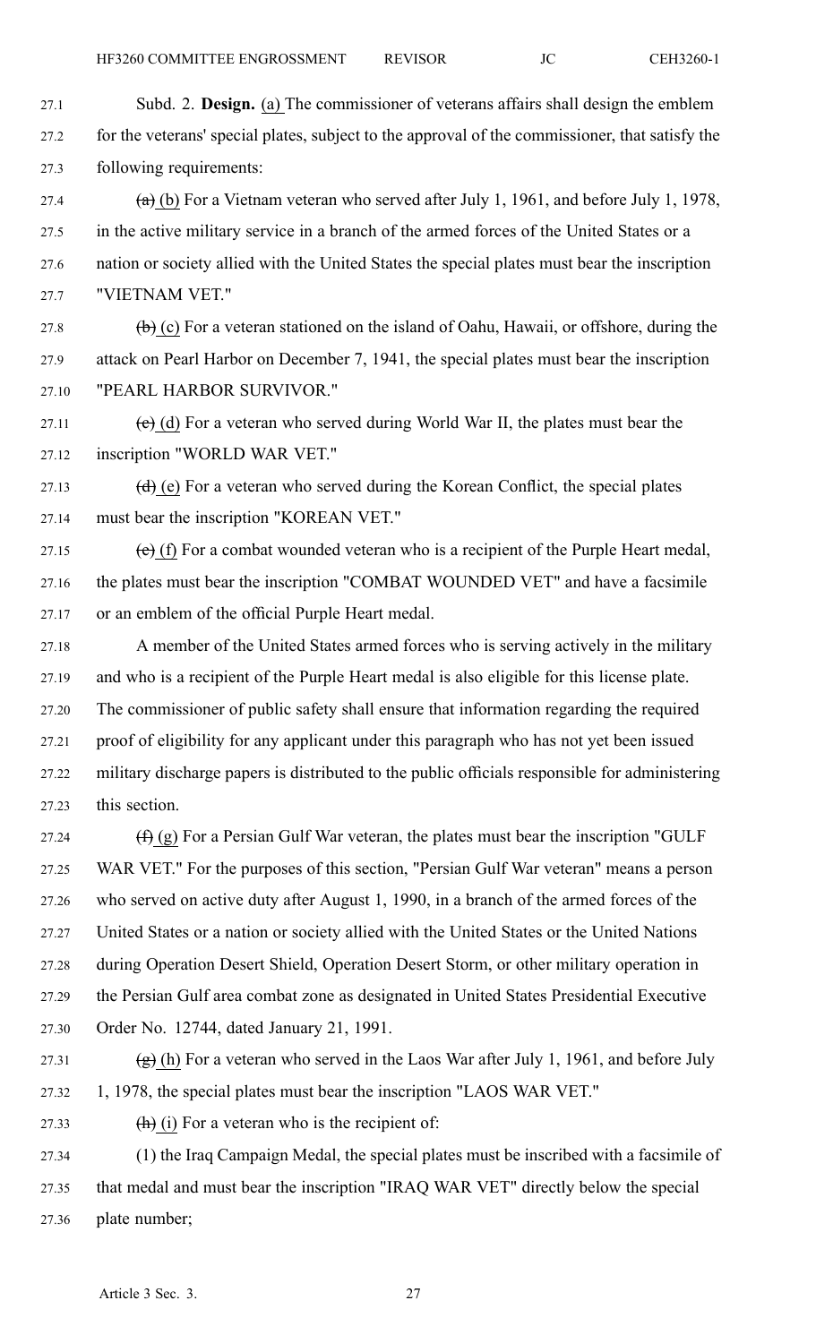Subd. 2. **Design.** (a) The commissioner of veterans affairs shall design the emblem for the veterans' special plates, subject to the approval of the commissioner, that satisfy the following requirements:

~~(a)~~ (b) For a Vietnam veteran who served after July 1, 1961, and before July 1, 1978, in the active military service in a branch of the armed forces of the United States or a nation or society allied with the United States the special plates must bear the inscription "VIETNAM VET."

~~(b)~~ (c) For a veteran stationed on the island of Oahu, Hawaii, or offshore, during the attack on Pearl Harbor on December 7, 1941, the special plates must bear the inscription "PEARL HARBOR SURVIVOR."

~~(c)~~ (d) For a veteran who served during World War II, the plates must bear the inscription "WORLD WAR VET."

~~(d)~~ (e) For a veteran who served during the Korean Conflict, the special plates must bear the inscription "KOREAN VET."

~~(e)~~ (f) For a combat wounded veteran who is a recipient of the Purple Heart medal, the plates must bear the inscription "COMBAT WOUNDED VET" and have a facsimile or an emblem of the official Purple Heart medal.

A member of the United States armed forces who is serving actively in the military and who is a recipient of the Purple Heart medal is also eligible for this license plate. The commissioner of public safety shall ensure that information regarding the required proof of eligibility for any applicant under this paragraph who has not yet been issued military discharge papers is distributed to the public officials responsible for administering this section.

~~(f)~~ (g) For a Persian Gulf War veteran, the plates must bear the inscription "GULF WAR VET." For the purposes of this section, "Persian Gulf War veteran" means a person who served on active duty after August 1, 1990, in a branch of the armed forces of the United States or a nation or society allied with the United States or the United Nations during Operation Desert Shield, Operation Desert Storm, or other military operation in the Persian Gulf area combat zone as designated in United States Presidential Executive Order No. 12744, dated January 21, 1991.

~~(g)~~ (h) For a veteran who served in the Laos War after July 1, 1961, and before July 1, 1978, the special plates must bear the inscription "LAOS WAR VET."

~~(h)~~ (i) For a veteran who is the recipient of:

(1) the Iraq Campaign Medal, the special plates must be inscribed with a facsimile of that medal and must bear the inscription "IRAQ WAR VET" directly below the special plate number;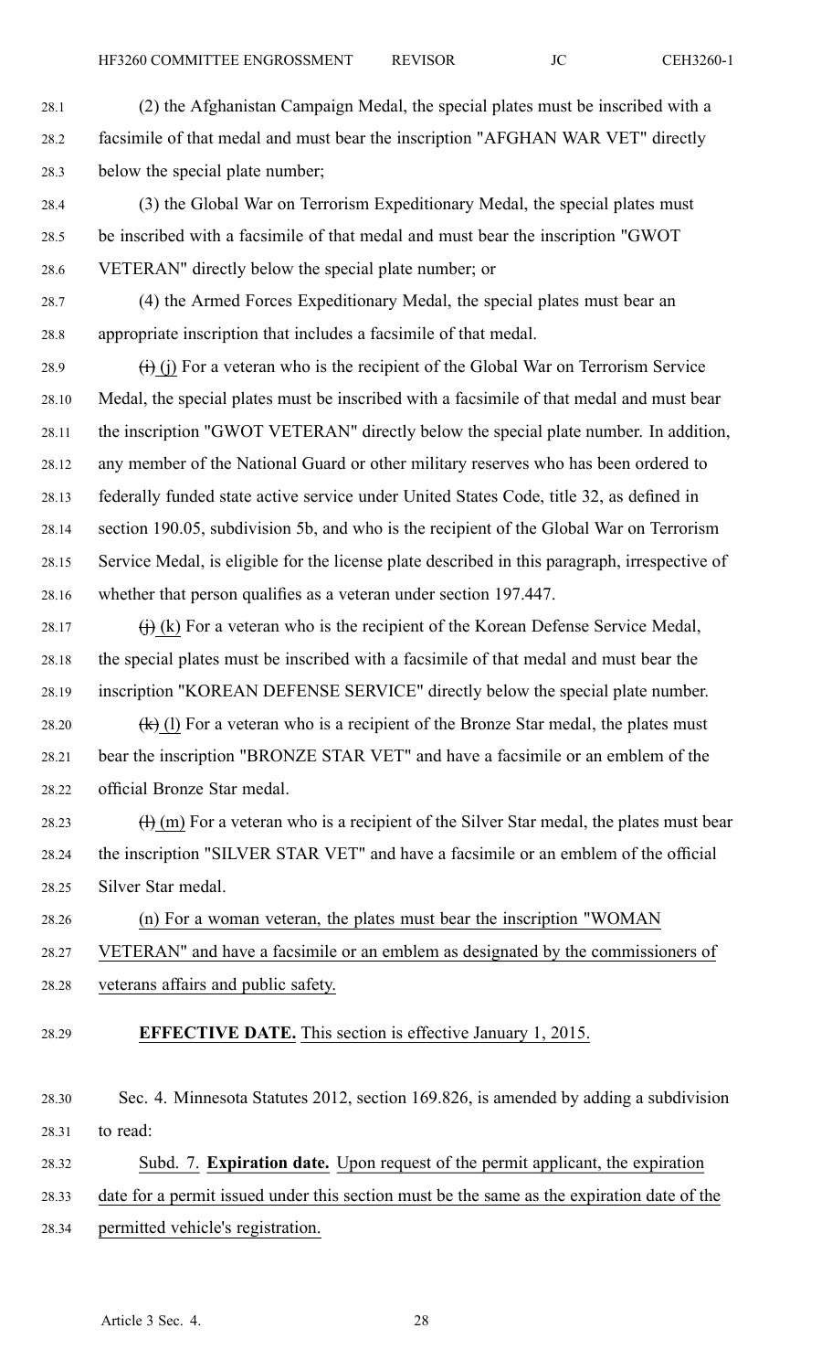(2) the Afghanistan Campaign Medal, the special plates must be inscribed with a facsimile of that medal and must bear the inscription "AFGHAN WAR VET" directly below the special plate number;

(3) the Global War on Terrorism Expeditionary Medal, the special plates must be inscribed with a facsimile of that medal and must bear the inscription "GWOT VETERAN" directly below the special plate number; or

(4) the Armed Forces Expeditionary Medal, the special plates must bear an appropriate inscription that includes a facsimile of that medal.

~~(i)~~ (j) For a veteran who is the recipient of the Global War on Terrorism Service Medal, the special plates must be inscribed with a facsimile of that medal and must bear the inscription "GWOT VETERAN" directly below the special plate number. In addition, any member of the National Guard or other military reserves who has been ordered to federally funded state active service under United States Code, title 32, as defined in section 190.05, subdivision 5b, and who is the recipient of the Global War on Terrorism Service Medal, is eligible for the license plate described in this paragraph, irrespective of whether that person qualifies as a veteran under section 197.447.

~~(j)~~ (k) For a veteran who is the recipient of the Korean Defense Service Medal, the special plates must be inscribed with a facsimile of that medal and must bear the inscription "KOREAN DEFENSE SERVICE" directly below the special plate number.

~~(k)~~ (l) For a veteran who is a recipient of the Bronze Star medal, the plates must bear the inscription "BRONZE STAR VET" and have a facsimile or an emblem of the official Bronze Star medal.

~~(l)~~ (m) For a veteran who is a recipient of the Silver Star medal, the plates must bear the inscription "SILVER STAR VET" and have a facsimile or an emblem of the official Silver Star medal.

(n) For a woman veteran, the plates must bear the inscription "WOMAN VETERAN" and have a facsimile or an emblem as designated by the commissioners of veterans affairs and public safety.

**EFFECTIVE DATE.** This section is effective January 1, 2015.

Sec. 4. Minnesota Statutes 2012, section 169.826, is amended by adding a subdivision to read:

Subd. 7. **Expiration date.** Upon request of the permit applicant, the expiration date for a permit issued under this section must be the same as the expiration date of the permitted vehicle's registration.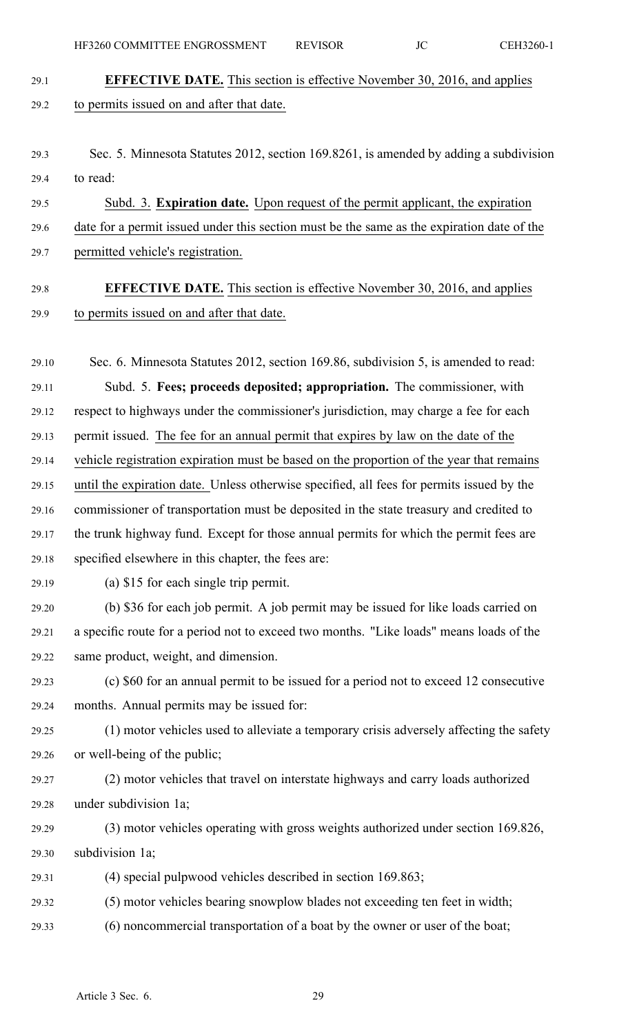**EFFECTIVE DATE.** This section is effective November 30, 2016, and applies to permits issued on and after that date.

Sec. 5. Minnesota Statutes 2012, section 169.8261, is amended by adding a subdivision to read:

Subd. 3. **Expiration date.** Upon request of the permit applicant, the expiration date for a permit issued under this section must be the same as the expiration date of the permitted vehicle's registration.

**EFFECTIVE DATE.** This section is effective November 30, 2016, and applies to permits issued on and after that date.

Sec. 6. Minnesota Statutes 2012, section 169.86, subdivision 5, is amended to read:

Subd. 5. **Fees; proceeds deposited; appropriation.** The commissioner, with respect to highways under the commissioner's jurisdiction, may charge a fee for each permit issued. The fee for an annual permit that expires by law on the date of the vehicle registration expiration must be based on the proportion of the year that remains until the expiration date. Unless otherwise specified, all fees for permits issued by the commissioner of transportation must be deposited in the state treasury and credited to the trunk highway fund. Except for those annual permits for which the permit fees are specified elsewhere in this chapter, the fees are:

(a) $15 for each single trip permit.

(b) $36 for each job permit. A job permit may be issued for like loads carried on a specific route for a period not to exceed two months. "Like loads" means loads of the same product, weight, and dimension.

(c) $60 for an annual permit to be issued for a period not to exceed 12 consecutive months. Annual permits may be issued for:

(1) motor vehicles used to alleviate a temporary crisis adversely affecting the safety or well-being of the public;

(2) motor vehicles that travel on interstate highways and carry loads authorized under subdivision 1a;

(3) motor vehicles operating with gross weights authorized under section 169.826, subdivision 1a;

(4) special pulpwood vehicles described in section 169.863;

(5) motor vehicles bearing snowplow blades not exceeding ten feet in width;

(6) noncommercial transportation of a boat by the owner or user of the boat;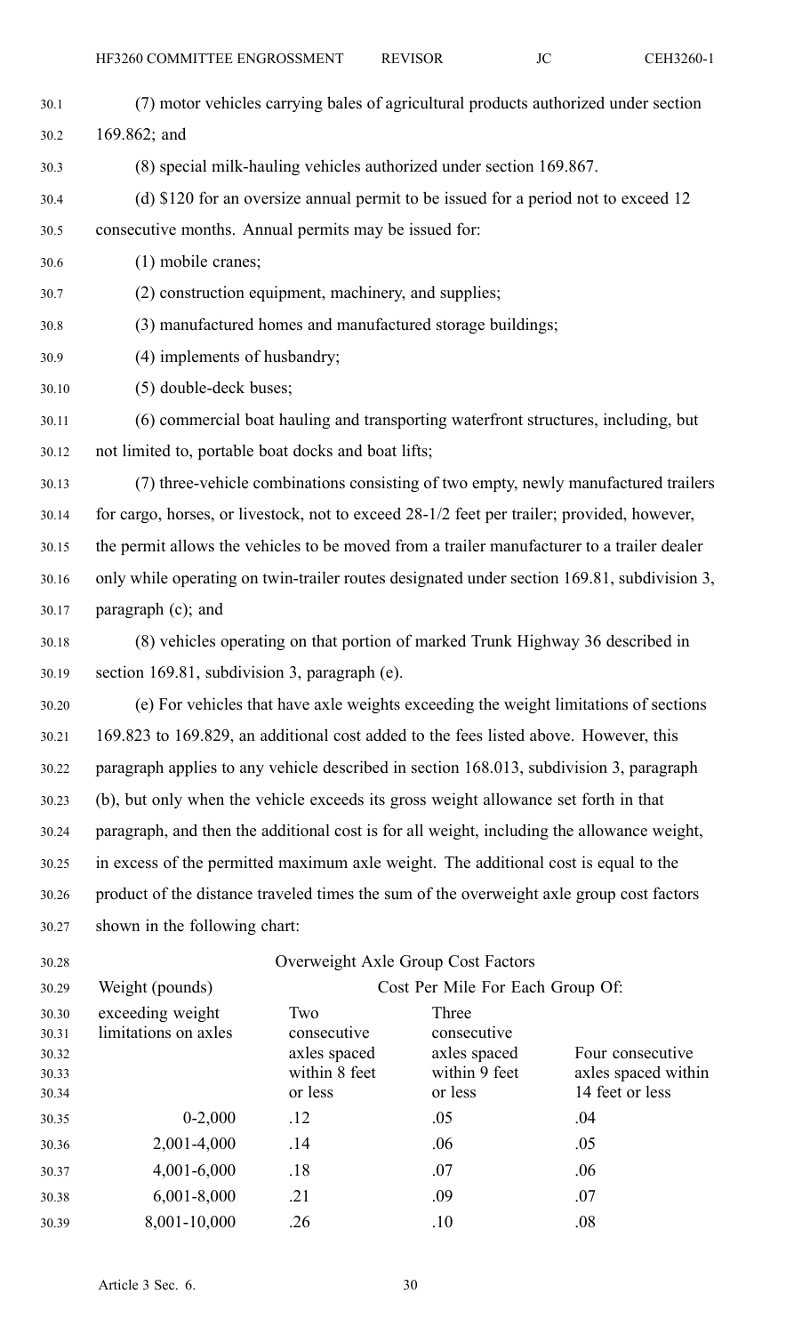(7) motor vehicles carrying bales of agricultural products authorized under section 169.862; and

(8) special milk-hauling vehicles authorized under section 169.867.

(d) $120 for an oversize annual permit to be issued for a period not to exceed 12 consecutive months. Annual permits may be issued for:

(1) mobile cranes;

(2) construction equipment, machinery, and supplies;

(3) manufactured homes and manufactured storage buildings;

(4) implements of husbandry;

(5) double-deck buses;

(6) commercial boat hauling and transporting waterfront structures, including, but not limited to, portable boat docks and boat lifts;

(7) three-vehicle combinations consisting of two empty, newly manufactured trailers for cargo, horses, or livestock, not to exceed 28-1/2 feet per trailer; provided, however, the permit allows the vehicles to be moved from a trailer manufacturer to a trailer dealer only while operating on twin-trailer routes designated under section 169.81, subdivision 3, paragraph (c); and

(8) vehicles operating on that portion of marked Trunk Highway 36 described in section 169.81, subdivision 3, paragraph (e).

(e) For vehicles that have axle weights exceeding the weight limitations of sections 169.823 to 169.829, an additional cost added to the fees listed above. However, this paragraph applies to any vehicle described in section 168.013, subdivision 3, paragraph (b), but only when the vehicle exceeds its gross weight allowance set forth in that paragraph, and then the additional cost is for all weight, including the allowance weight, in excess of the permitted maximum axle weight. The additional cost is equal to the product of the distance traveled times the sum of the overweight axle group cost factors shown in the following chart:

Overweight Axle Group Cost Factors

| Weight (pounds) exceeding weight limitations on axles | Cost Per Mile For Each Group Of: Two consecutive axles spaced within 8 feet or less | Three consecutive axles spaced within 9 feet or less | Four consecutive axles spaced within 14 feet or less |
|---|---|---|---|
| 0-2,000 | .12 | .05 | .04 |
| 2,001-4,000 | .14 | .06 | .05 |
| 4,001-6,000 | .18 | .07 | .06 |
| 6,001-8,000 | .21 | .09 | .07 |
| 8,001-10,000 | .26 | .10 | .08 |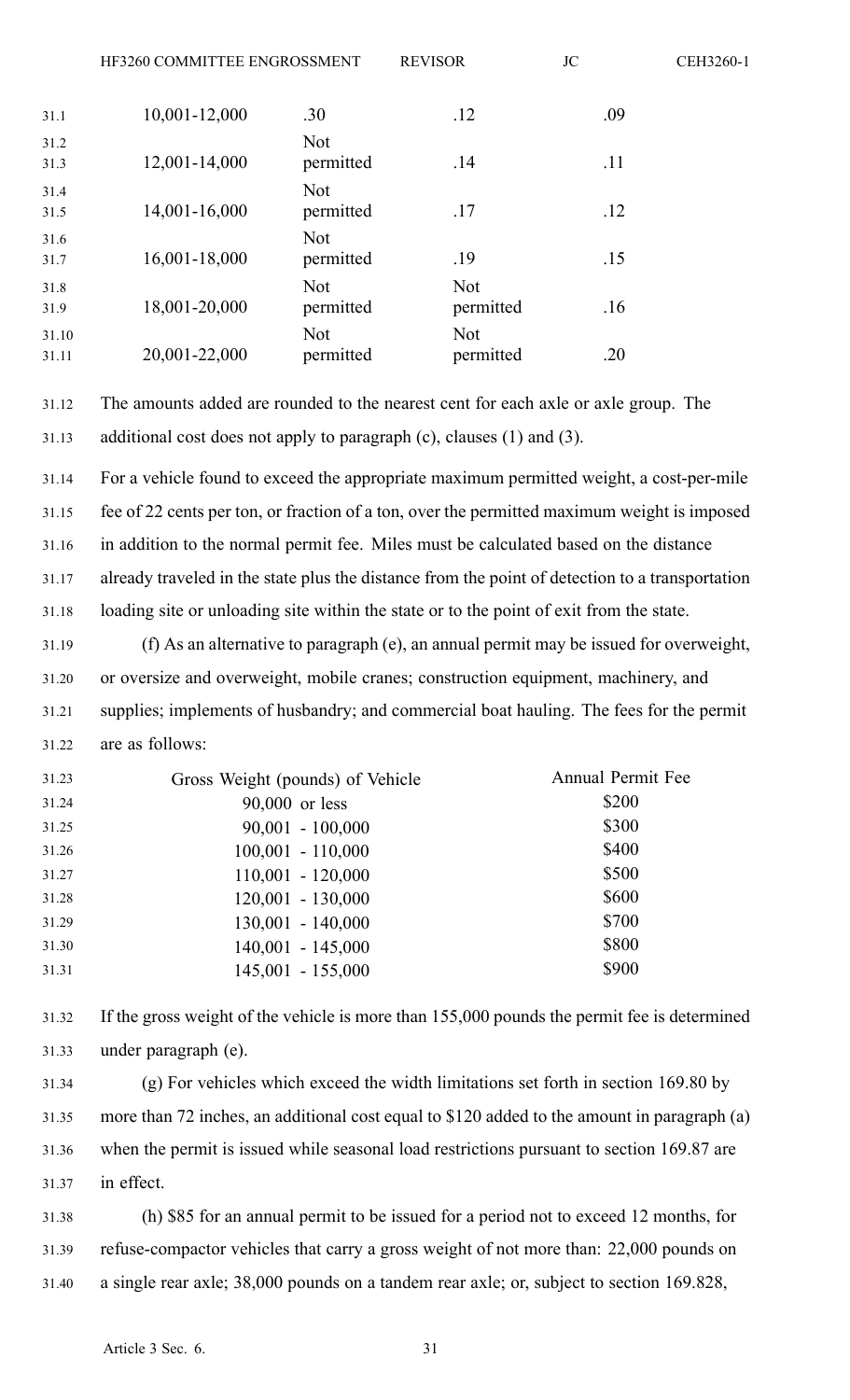| | | | |
|---|---|---|---|
| 10,001-12,000 | .30 | .12 | .09 |
| 12,001-14,000 | Not permitted | .14 | .11 |
| 14,001-16,000 | Not permitted | .17 | .12 |
| 16,001-18,000 | Not permitted | .19 | .15 |
| 18,001-20,000 | Not permitted | Not permitted | .16 |
| 20,001-22,000 | Not permitted | Not permitted | .20 |

The amounts added are rounded to the nearest cent for each axle or axle group. The additional cost does not apply to paragraph (c), clauses (1) and (3).

For a vehicle found to exceed the appropriate maximum permitted weight, a cost-per-mile fee of 22 cents per ton, or fraction of a ton, over the permitted maximum weight is imposed in addition to the normal permit fee. Miles must be calculated based on the distance already traveled in the state plus the distance from the point of detection to a transportation loading site or unloading site within the state or to the point of exit from the state.

(f) As an alternative to paragraph (e), an annual permit may be issued for overweight, or oversize and overweight, mobile cranes; construction equipment, machinery, and supplies; implements of husbandry; and commercial boat hauling. The fees for the permit are as follows:

| Gross Weight (pounds) of Vehicle | Annual Permit Fee |
|---|---|
| 90,000 or less | $200 |
| 90,001 - 100,000 | $300 |
| 100,001 - 110,000 | $400 |
| 110,001 - 120,000 | $500 |
| 120,001 - 130,000 | $600 |
| 130,001 - 140,000 | $700 |
| 140,001 - 145,000 | $800 |
| 145,001 - 155,000 | $900 |

If the gross weight of the vehicle is more than 155,000 pounds the permit fee is determined under paragraph (e).

(g) For vehicles which exceed the width limitations set forth in section 169.80 by more than 72 inches, an additional cost equal to $120 added to the amount in paragraph (a) when the permit is issued while seasonal load restrictions pursuant to section 169.87 are in effect.

(h) $85 for an annual permit to be issued for a period not to exceed 12 months, for refuse-compactor vehicles that carry a gross weight of not more than: 22,000 pounds on a single rear axle; 38,000 pounds on a tandem rear axle; or, subject to section 169.828,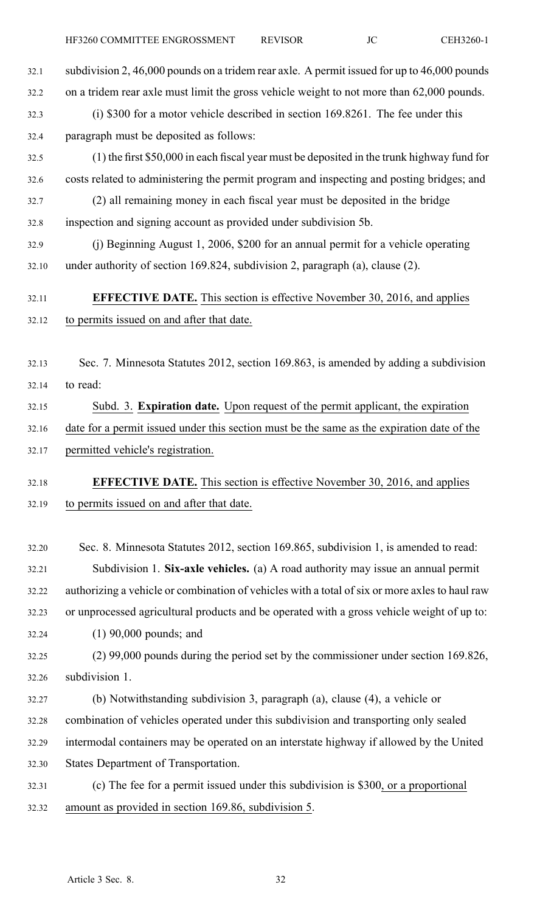subdivision 2, 46,000 pounds on a tridem rear axle. A permit issued for up to 46,000 pounds on a tridem rear axle must limit the gross vehicle weight to not more than 62,000 pounds.

(i) $300 for a motor vehicle described in section 169.8261. The fee under this paragraph must be deposited as follows:

(1) the first $50,000 in each fiscal year must be deposited in the trunk highway fund for costs related to administering the permit program and inspecting and posting bridges; and

(2) all remaining money in each fiscal year must be deposited in the bridge inspection and signing account as provided under subdivision 5b.

(j) Beginning August 1, 2006, $200 for an annual permit for a vehicle operating under authority of section 169.824, subdivision 2, paragraph (a), clause (2).

**EFFECTIVE DATE.** This section is effective November 30, 2016, and applies to permits issued on and after that date.

Sec. 7. Minnesota Statutes 2012, section 169.863, is amended by adding a subdivision to read:

Subd. 3. **Expiration date.** Upon request of the permit applicant, the expiration date for a permit issued under this section must be the same as the expiration date of the permitted vehicle's registration.

**EFFECTIVE DATE.** This section is effective November 30, 2016, and applies to permits issued on and after that date.

Sec. 8. Minnesota Statutes 2012, section 169.865, subdivision 1, is amended to read:

Subdivision 1. **Six-axle vehicles.** (a) A road authority may issue an annual permit authorizing a vehicle or combination of vehicles with a total of six or more axles to haul raw or unprocessed agricultural products and be operated with a gross vehicle weight of up to:

(1) 90,000 pounds; and

(2) 99,000 pounds during the period set by the commissioner under section 169.826, subdivision 1.

(b) Notwithstanding subdivision 3, paragraph (a), clause (4), a vehicle or combination of vehicles operated under this subdivision and transporting only sealed intermodal containers may be operated on an interstate highway if allowed by the United States Department of Transportation.

(c) The fee for a permit issued under this subdivision is $300, or a proportional amount as provided in section 169.86, subdivision 5.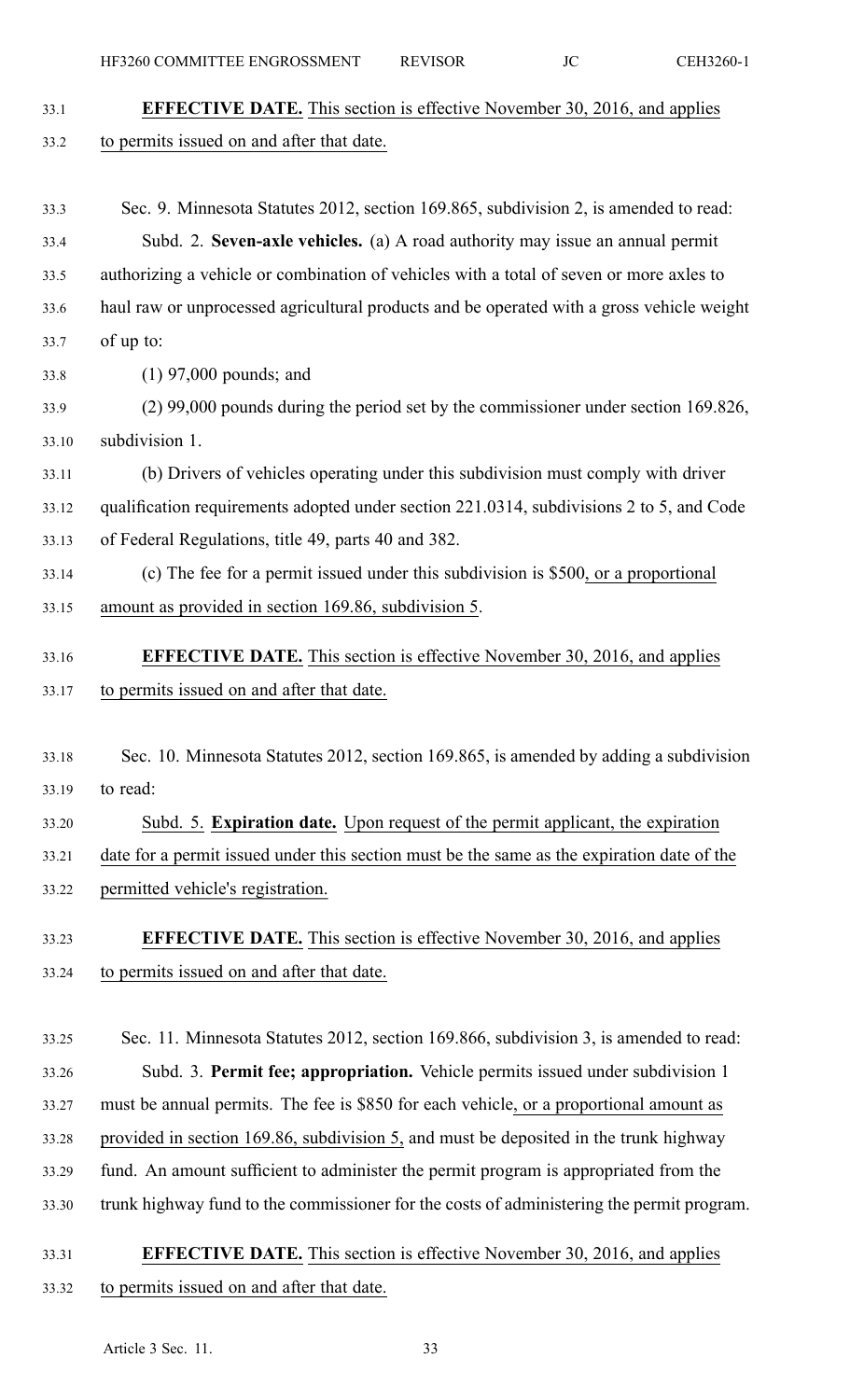**EFFECTIVE DATE.** This section is effective November 30, 2016, and applies to permits issued on and after that date.

Sec. 9. Minnesota Statutes 2012, section 169.865, subdivision 2, is amended to read:

Subd. 2. **Seven-axle vehicles.** (a) A road authority may issue an annual permit authorizing a vehicle or combination of vehicles with a total of seven or more axles to haul raw or unprocessed agricultural products and be operated with a gross vehicle weight of up to:

(1) 97,000 pounds; and

(2) 99,000 pounds during the period set by the commissioner under section 169.826, subdivision 1.

(b) Drivers of vehicles operating under this subdivision must comply with driver qualification requirements adopted under section 221.0314, subdivisions 2 to 5, and Code of Federal Regulations, title 49, parts 40 and 382.

(c) The fee for a permit issued under this subdivision is $500, or a proportional amount as provided in section 169.86, subdivision 5.

**EFFECTIVE DATE.** This section is effective November 30, 2016, and applies to permits issued on and after that date.

Sec. 10. Minnesota Statutes 2012, section 169.865, is amended by adding a subdivision to read:

Subd. 5. **Expiration date.** Upon request of the permit applicant, the expiration date for a permit issued under this section must be the same as the expiration date of the permitted vehicle's registration.

**EFFECTIVE DATE.** This section is effective November 30, 2016, and applies to permits issued on and after that date.

Sec. 11. Minnesota Statutes 2012, section 169.866, subdivision 3, is amended to read:

Subd. 3. **Permit fee; appropriation.** Vehicle permits issued under subdivision 1 must be annual permits. The fee is $850 for each vehicle, or a proportional amount as provided in section 169.86, subdivision 5, and must be deposited in the trunk highway fund. An amount sufficient to administer the permit program is appropriated from the trunk highway fund to the commissioner for the costs of administering the permit program.

**EFFECTIVE DATE.** This section is effective November 30, 2016, and applies to permits issued on and after that date.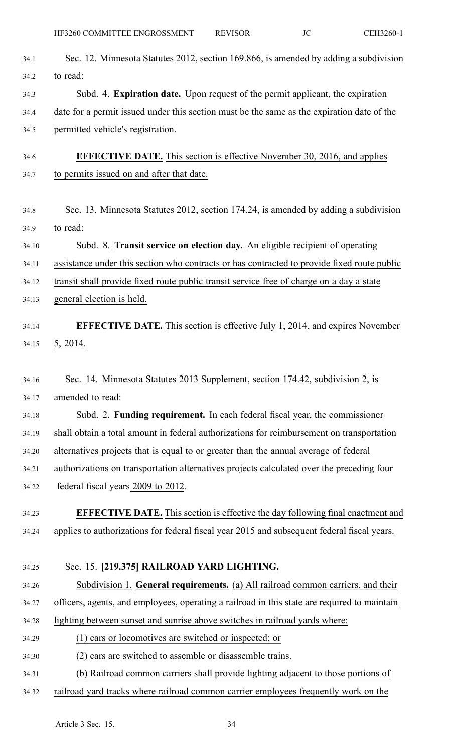Sec. 12. Minnesota Statutes 2012, section 169.866, is amended by adding a subdivision to read:

Subd. 4. **Expiration date.** Upon request of the permit applicant, the expiration date for a permit issued under this section must be the same as the expiration date of the permitted vehicle's registration.

**EFFECTIVE DATE.** This section is effective November 30, 2016, and applies to permits issued on and after that date.

Sec. 13. Minnesota Statutes 2012, section 174.24, is amended by adding a subdivision to read:

Subd. 8. **Transit service on election day.** An eligible recipient of operating assistance under this section who contracts or has contracted to provide fixed route public transit shall provide fixed route public transit service free of charge on a day a state general election is held.

**EFFECTIVE DATE.** This section is effective July 1, 2014, and expires November 5, 2014.

Sec. 14. Minnesota Statutes 2013 Supplement, section 174.42, subdivision 2, is amended to read:

Subd. 2. **Funding requirement.** In each federal fiscal year, the commissioner shall obtain a total amount in federal authorizations for reimbursement on transportation alternatives projects that is equal to or greater than the annual average of federal authorizations on transportation alternatives projects calculated over ~~the preceding four~~ federal fiscal years 2009 to 2012.

**EFFECTIVE DATE.** This section is effective the day following final enactment and applies to authorizations for federal fiscal year 2015 and subsequent federal fiscal years.

Sec. 15. **[219.375] RAILROAD YARD LIGHTING.**

Subdivision 1. **General requirements.** (a) All railroad common carriers, and their officers, agents, and employees, operating a railroad in this state are required to maintain lighting between sunset and sunrise above switches in railroad yards where:

(1) cars or locomotives are switched or inspected; or

(2) cars are switched to assemble or disassemble trains.

(b) Railroad common carriers shall provide lighting adjacent to those portions of railroad yard tracks where railroad common carrier employees frequently work on the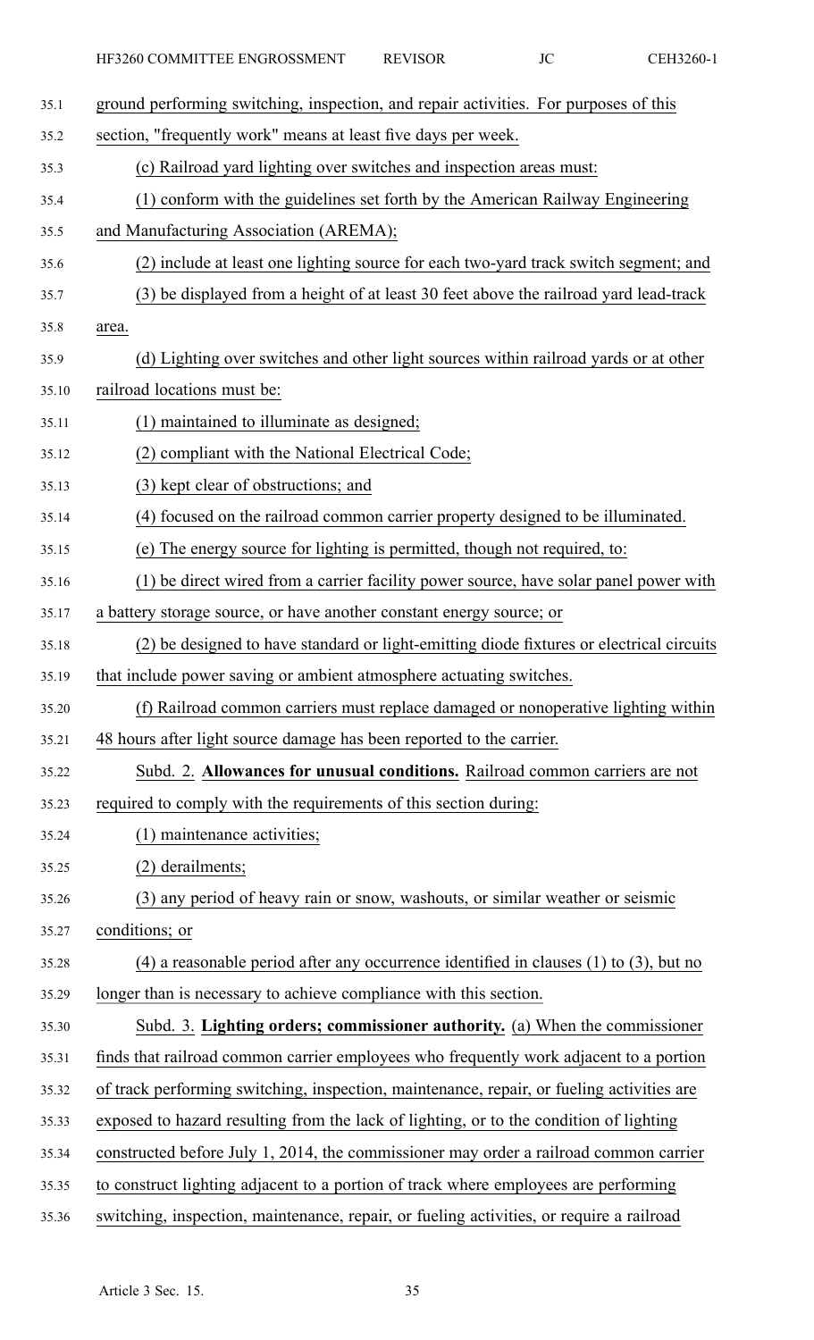ground performing switching, inspection, and repair activities. For purposes of this section, "frequently work" means at least five days per week.

(c) Railroad yard lighting over switches and inspection areas must:

(1) conform with the guidelines set forth by the American Railway Engineering and Manufacturing Association (AREMA);

(2) include at least one lighting source for each two-yard track switch segment; and

(3) be displayed from a height of at least 30 feet above the railroad yard lead-track area.

(d) Lighting over switches and other light sources within railroad yards or at other railroad locations must be:

(1) maintained to illuminate as designed;

(2) compliant with the National Electrical Code;

(3) kept clear of obstructions; and

(4) focused on the railroad common carrier property designed to be illuminated.

(e) The energy source for lighting is permitted, though not required, to:

(1) be direct wired from a carrier facility power source, have solar panel power with a battery storage source, or have another constant energy source; or

(2) be designed to have standard or light-emitting diode fixtures or electrical circuits that include power saving or ambient atmosphere actuating switches.

(f) Railroad common carriers must replace damaged or nonoperative lighting within 48 hours after light source damage has been reported to the carrier.

Subd. 2. **Allowances for unusual conditions.** Railroad common carriers are not required to comply with the requirements of this section during:

(1) maintenance activities;

(2) derailments;

(3) any period of heavy rain or snow, washouts, or similar weather or seismic conditions; or

(4) a reasonable period after any occurrence identified in clauses (1) to (3), but no longer than is necessary to achieve compliance with this section.

Subd. 3. **Lighting orders; commissioner authority.** (a) When the commissioner finds that railroad common carrier employees who frequently work adjacent to a portion of track performing switching, inspection, maintenance, repair, or fueling activities are exposed to hazard resulting from the lack of lighting, or to the condition of lighting constructed before July 1, 2014, the commissioner may order a railroad common carrier to construct lighting adjacent to a portion of track where employees are performing switching, inspection, maintenance, repair, or fueling activities, or require a railroad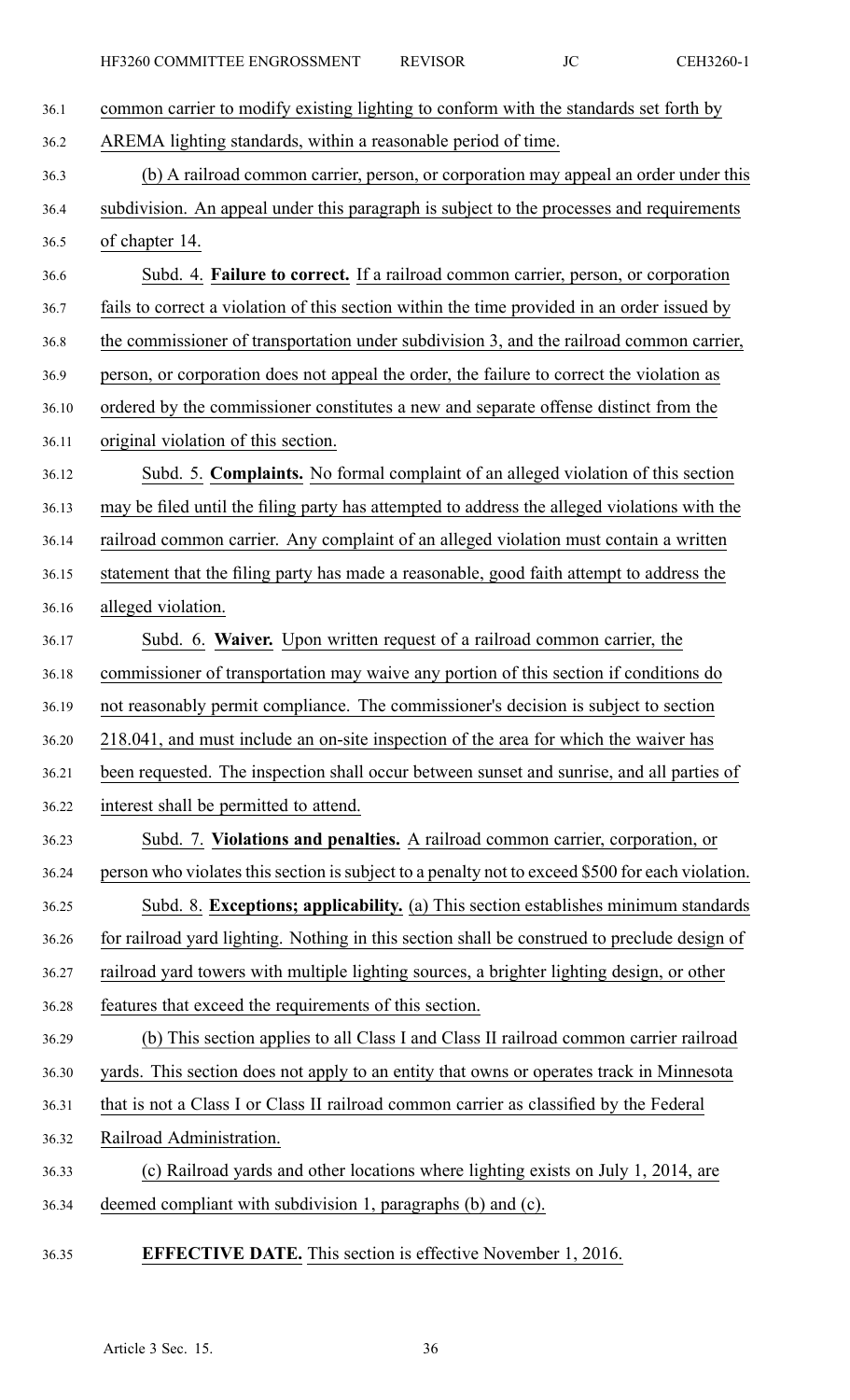common carrier to modify existing lighting to conform with the standards set forth by AREMA lighting standards, within a reasonable period of time.

(b) A railroad common carrier, person, or corporation may appeal an order under this subdivision. An appeal under this paragraph is subject to the processes and requirements of chapter 14.

Subd. 4. **Failure to correct.** If a railroad common carrier, person, or corporation fails to correct a violation of this section within the time provided in an order issued by the commissioner of transportation under subdivision 3, and the railroad common carrier, person, or corporation does not appeal the order, the failure to correct the violation as ordered by the commissioner constitutes a new and separate offense distinct from the original violation of this section.

Subd. 5. **Complaints.** No formal complaint of an alleged violation of this section may be filed until the filing party has attempted to address the alleged violations with the railroad common carrier. Any complaint of an alleged violation must contain a written statement that the filing party has made a reasonable, good faith attempt to address the alleged violation.

Subd. 6. **Waiver.** Upon written request of a railroad common carrier, the commissioner of transportation may waive any portion of this section if conditions do not reasonably permit compliance. The commissioner's decision is subject to section 218.041, and must include an on-site inspection of the area for which the waiver has been requested. The inspection shall occur between sunset and sunrise, and all parties of interest shall be permitted to attend.

Subd. 7. **Violations and penalties.** A railroad common carrier, corporation, or person who violates this section is subject to a penalty not to exceed $500 for each violation.

Subd. 8. **Exceptions; applicability.** (a) This section establishes minimum standards for railroad yard lighting. Nothing in this section shall be construed to preclude design of railroad yard towers with multiple lighting sources, a brighter lighting design, or other features that exceed the requirements of this section.

(b) This section applies to all Class I and Class II railroad common carrier railroad yards. This section does not apply to an entity that owns or operates track in Minnesota that is not a Class I or Class II railroad common carrier as classified by the Federal Railroad Administration.

(c) Railroad yards and other locations where lighting exists on July 1, 2014, are deemed compliant with subdivision 1, paragraphs (b) and (c).

**EFFECTIVE DATE.** This section is effective November 1, 2016.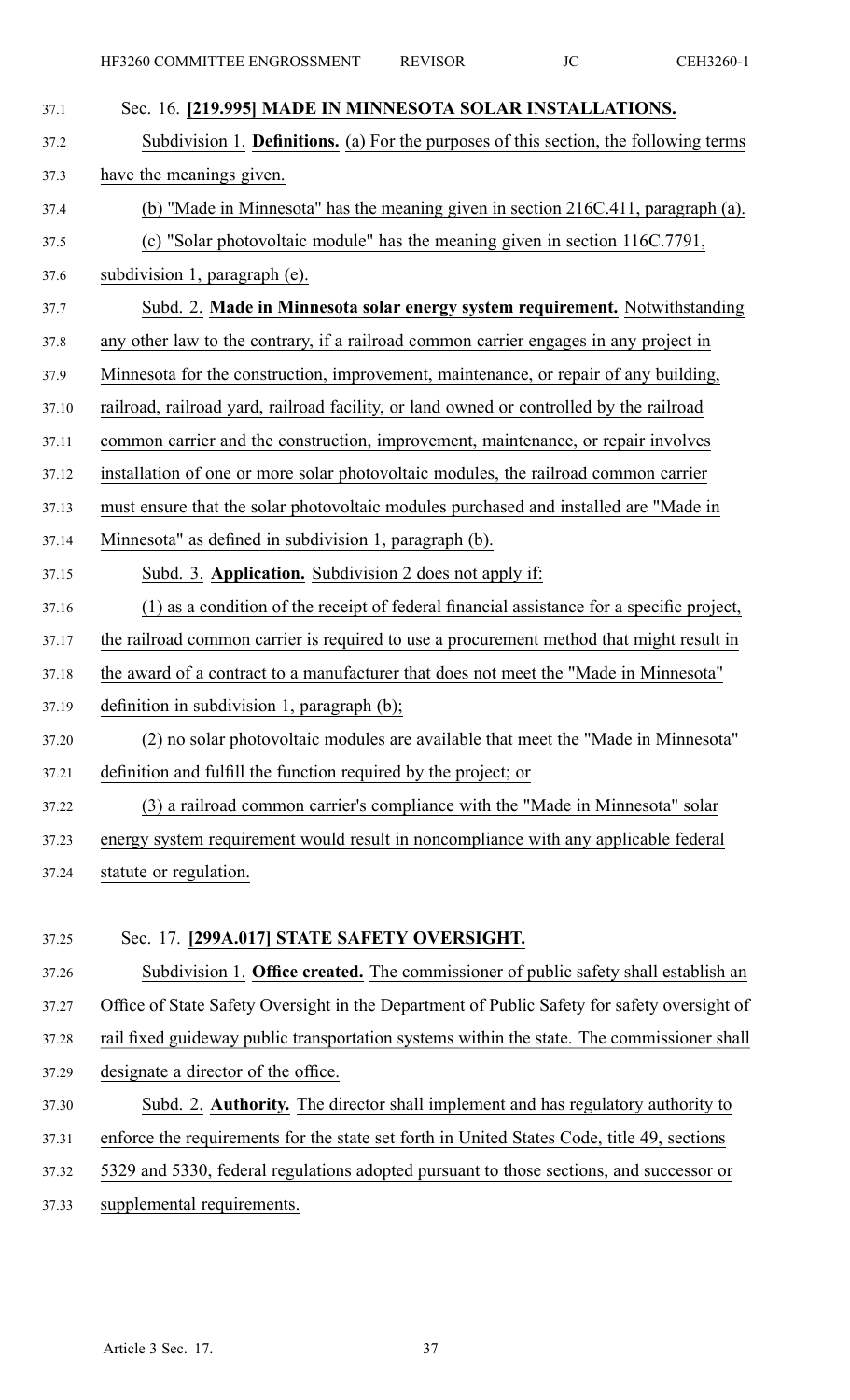Sec. 16. **[219.995] MADE IN MINNESOTA SOLAR INSTALLATIONS.**

Subdivision 1. **Definitions.** (a) For the purposes of this section, the following terms have the meanings given.

(b) "Made in Minnesota" has the meaning given in section 216C.411, paragraph (a).

(c) "Solar photovoltaic module" has the meaning given in section 116C.7791, subdivision 1, paragraph (e).

Subd. 2. **Made in Minnesota solar energy system requirement.** Notwithstanding any other law to the contrary, if a railroad common carrier engages in any project in Minnesota for the construction, improvement, maintenance, or repair of any building, railroad, railroad yard, railroad facility, or land owned or controlled by the railroad common carrier and the construction, improvement, maintenance, or repair involves installation of one or more solar photovoltaic modules, the railroad common carrier must ensure that the solar photovoltaic modules purchased and installed are "Made in Minnesota" as defined in subdivision 1, paragraph (b).

Subd. 3. **Application.** Subdivision 2 does not apply if:

(1) as a condition of the receipt of federal financial assistance for a specific project, the railroad common carrier is required to use a procurement method that might result in the award of a contract to a manufacturer that does not meet the "Made in Minnesota" definition in subdivision 1, paragraph (b);

(2) no solar photovoltaic modules are available that meet the "Made in Minnesota" definition and fulfill the function required by the project; or

(3) a railroad common carrier's compliance with the "Made in Minnesota" solar energy system requirement would result in noncompliance with any applicable federal statute or regulation.

Sec. 17. **[299A.017] STATE SAFETY OVERSIGHT.**

Subdivision 1. **Office created.** The commissioner of public safety shall establish an Office of State Safety Oversight in the Department of Public Safety for safety oversight of rail fixed guideway public transportation systems within the state. The commissioner shall designate a director of the office.

Subd. 2. **Authority.** The director shall implement and has regulatory authority to enforce the requirements for the state set forth in United States Code, title 49, sections 5329 and 5330, federal regulations adopted pursuant to those sections, and successor or supplemental requirements.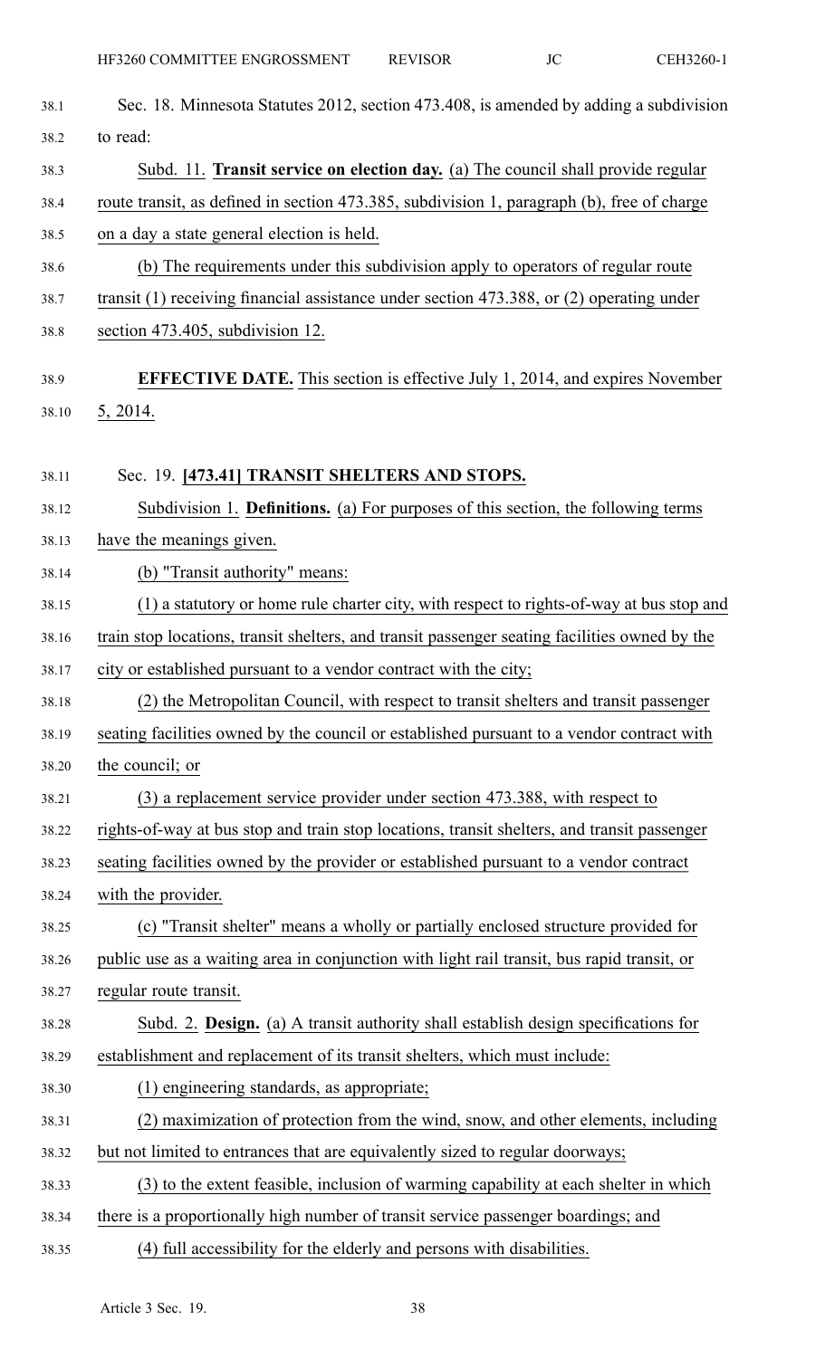Sec. 18. Minnesota Statutes 2012, section 473.408, is amended by adding a subdivision to read:

Subd. 11. **Transit service on election day.** (a) The council shall provide regular route transit, as defined in section 473.385, subdivision 1, paragraph (b), free of charge on a day a state general election is held.

(b) The requirements under this subdivision apply to operators of regular route transit (1) receiving financial assistance under section 473.388, or (2) operating under section 473.405, subdivision 12.

**EFFECTIVE DATE.** This section is effective July 1, 2014, and expires November 5, 2014.

Sec. 19. **[473.41] TRANSIT SHELTERS AND STOPS.**

Subdivision 1. **Definitions.** (a) For purposes of this section, the following terms have the meanings given.

(b) "Transit authority" means:

(1) a statutory or home rule charter city, with respect to rights-of-way at bus stop and train stop locations, transit shelters, and transit passenger seating facilities owned by the city or established pursuant to a vendor contract with the city;

(2) the Metropolitan Council, with respect to transit shelters and transit passenger seating facilities owned by the council or established pursuant to a vendor contract with the council; or

(3) a replacement service provider under section 473.388, with respect to rights-of-way at bus stop and train stop locations, transit shelters, and transit passenger seating facilities owned by the provider or established pursuant to a vendor contract with the provider.

(c) "Transit shelter" means a wholly or partially enclosed structure provided for public use as a waiting area in conjunction with light rail transit, bus rapid transit, or regular route transit.

Subd. 2. **Design.** (a) A transit authority shall establish design specifications for establishment and replacement of its transit shelters, which must include:

(1) engineering standards, as appropriate;

(2) maximization of protection from the wind, snow, and other elements, including but not limited to entrances that are equivalently sized to regular doorways;

(3) to the extent feasible, inclusion of warming capability at each shelter in which there is a proportionally high number of transit service passenger boardings; and

(4) full accessibility for the elderly and persons with disabilities.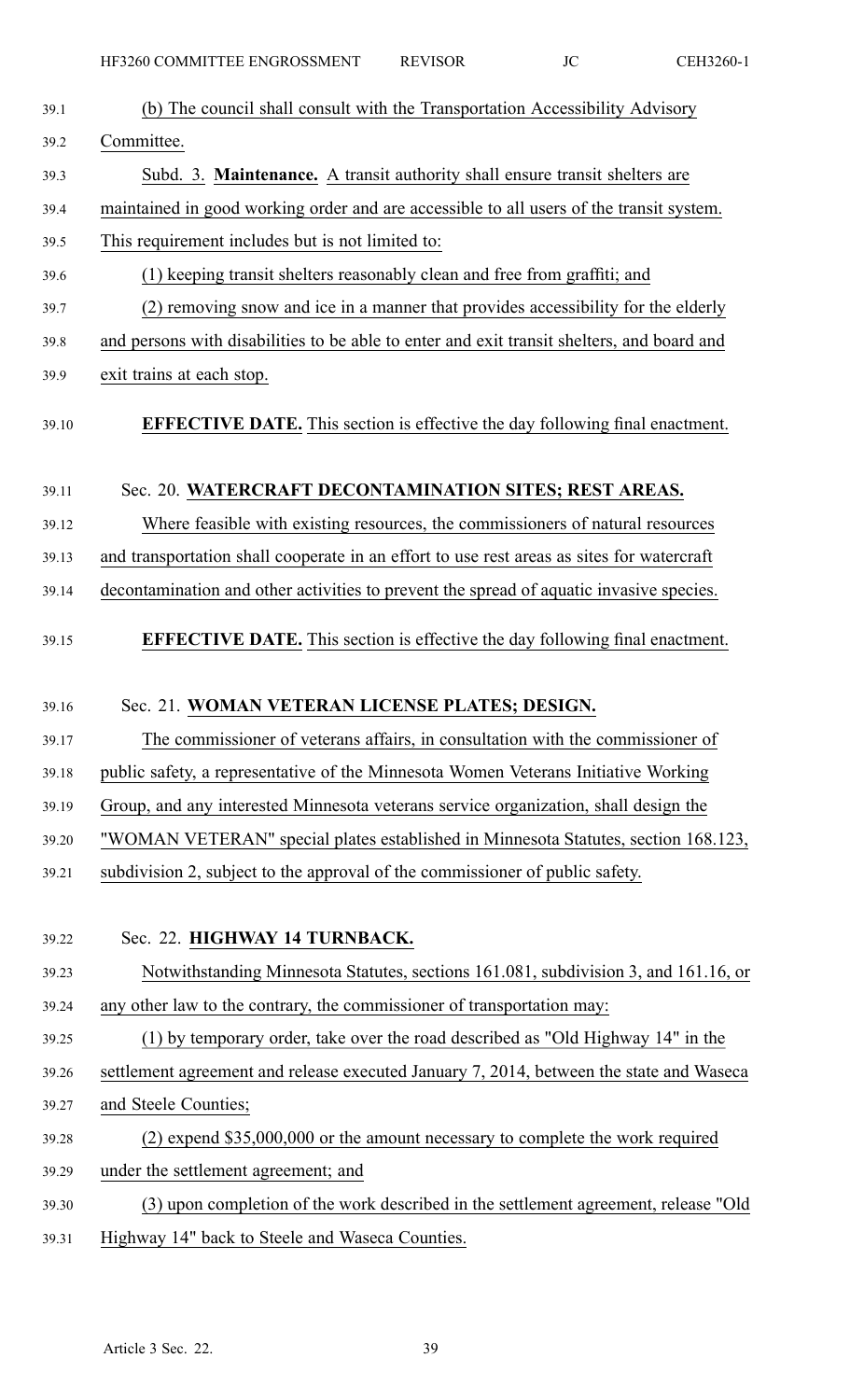(b) The council shall consult with the Transportation Accessibility Advisory Committee.

Subd. 3. **Maintenance.** A transit authority shall ensure transit shelters are maintained in good working order and are accessible to all users of the transit system. This requirement includes but is not limited to:

(1) keeping transit shelters reasonably clean and free from graffiti; and

(2) removing snow and ice in a manner that provides accessibility for the elderly and persons with disabilities to be able to enter and exit transit shelters, and board and exit trains at each stop.

**EFFECTIVE DATE.** This section is effective the day following final enactment.

Sec. 20. **WATERCRAFT DECONTAMINATION SITES; REST AREAS.**

Where feasible with existing resources, the commissioners of natural resources and transportation shall cooperate in an effort to use rest areas as sites for watercraft decontamination and other activities to prevent the spread of aquatic invasive species.

**EFFECTIVE DATE.** This section is effective the day following final enactment.

Sec. 21. **WOMAN VETERAN LICENSE PLATES; DESIGN.**

The commissioner of veterans affairs, in consultation with the commissioner of public safety, a representative of the Minnesota Women Veterans Initiative Working Group, and any interested Minnesota veterans service organization, shall design the "WOMAN VETERAN" special plates established in Minnesota Statutes, section 168.123, subdivision 2, subject to the approval of the commissioner of public safety.

Sec. 22. **HIGHWAY 14 TURNBACK.**

Notwithstanding Minnesota Statutes, sections 161.081, subdivision 3, and 161.16, or any other law to the contrary, the commissioner of transportation may:

(1) by temporary order, take over the road described as "Old Highway 14" in the settlement agreement and release executed January 7, 2014, between the state and Waseca and Steele Counties;

(2) expend $35,000,000 or the amount necessary to complete the work required under the settlement agreement; and

(3) upon completion of the work described in the settlement agreement, release "Old Highway 14" back to Steele and Waseca Counties.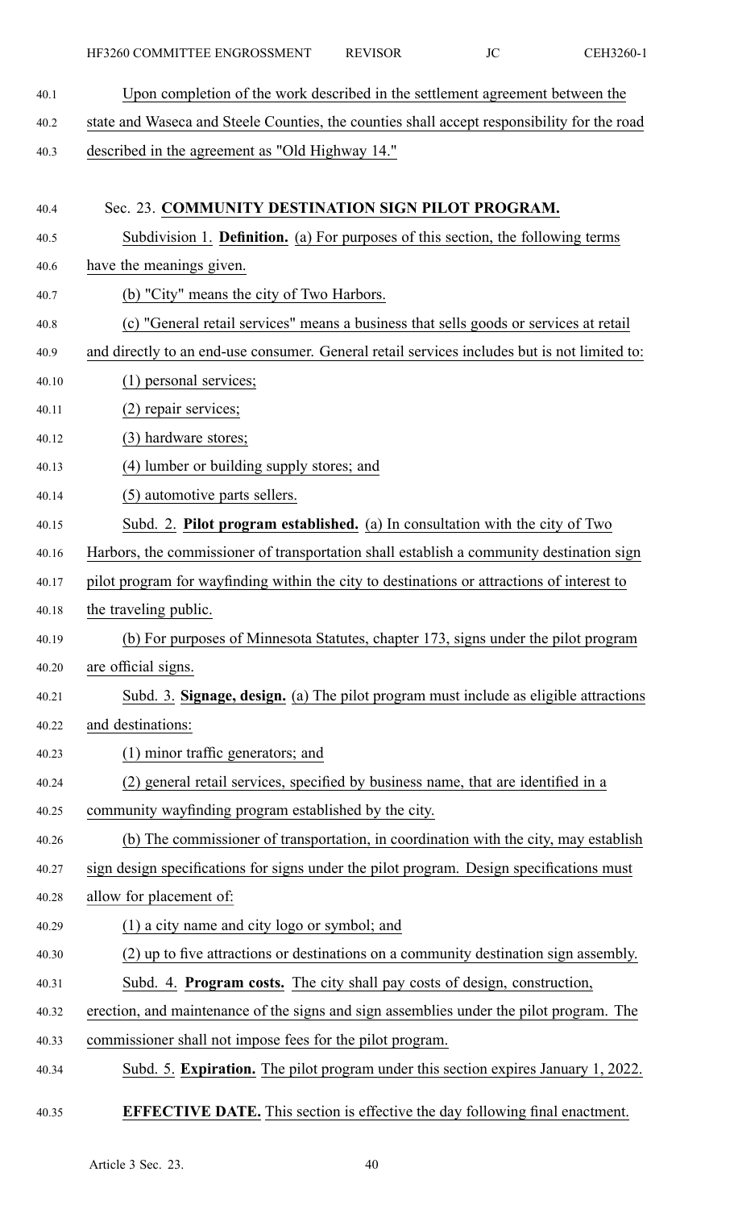Upon completion of the work described in the settlement agreement between the state and Waseca and Steele Counties, the counties shall accept responsibility for the road described in the agreement as "Old Highway 14."

## Sec. 23. **COMMUNITY DESTINATION SIGN PILOT PROGRAM.**

Subdivision 1. **Definition.** (a) For purposes of this section, the following terms have the meanings given.

(b) "City" means the city of Two Harbors.

(c) "General retail services" means a business that sells goods or services at retail and directly to an end-use consumer. General retail services includes but is not limited to:

(1) personal services;

(2) repair services;

(3) hardware stores;

(4) lumber or building supply stores; and

(5) automotive parts sellers.

Subd. 2. **Pilot program established.** (a) In consultation with the city of Two Harbors, the commissioner of transportation shall establish a community destination sign pilot program for wayfinding within the city to destinations or attractions of interest to the traveling public.

(b) For purposes of Minnesota Statutes, chapter 173, signs under the pilot program are official signs.

Subd. 3. **Signage, design.** (a) The pilot program must include as eligible attractions and destinations:

(1) minor traffic generators; and

(2) general retail services, specified by business name, that are identified in a community wayfinding program established by the city.

(b) The commissioner of transportation, in coordination with the city, may establish sign design specifications for signs under the pilot program. Design specifications must allow for placement of:

(1) a city name and city logo or symbol; and

(2) up to five attractions or destinations on a community destination sign assembly.

Subd. 4. **Program costs.** The city shall pay costs of design, construction, erection, and maintenance of the signs and sign assemblies under the pilot program. The commissioner shall not impose fees for the pilot program.

Subd. 5. **Expiration.** The pilot program under this section expires January 1, 2022.

**EFFECTIVE DATE.** This section is effective the day following final enactment.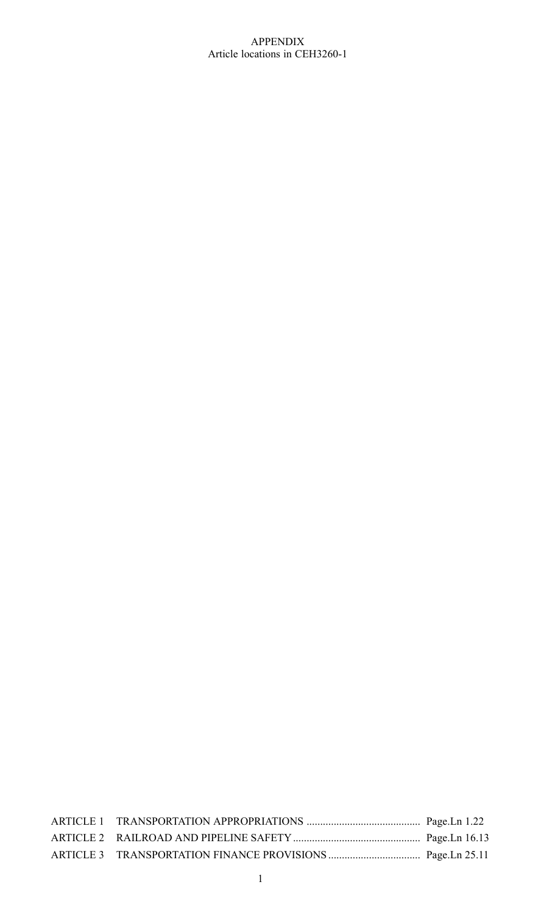# APPENDIX

Article locations in CEH3260-1

| | | |
|---|---|---|
| ARTICLE 1 | TRANSPORTATION APPROPRIATIONS | Page.Ln 1.22 |
| ARTICLE 2 | RAILROAD AND PIPELINE SAFETY | Page.Ln 16.13 |
| ARTICLE 3 | TRANSPORTATION FINANCE PROVISIONS | Page.Ln 25.11 |